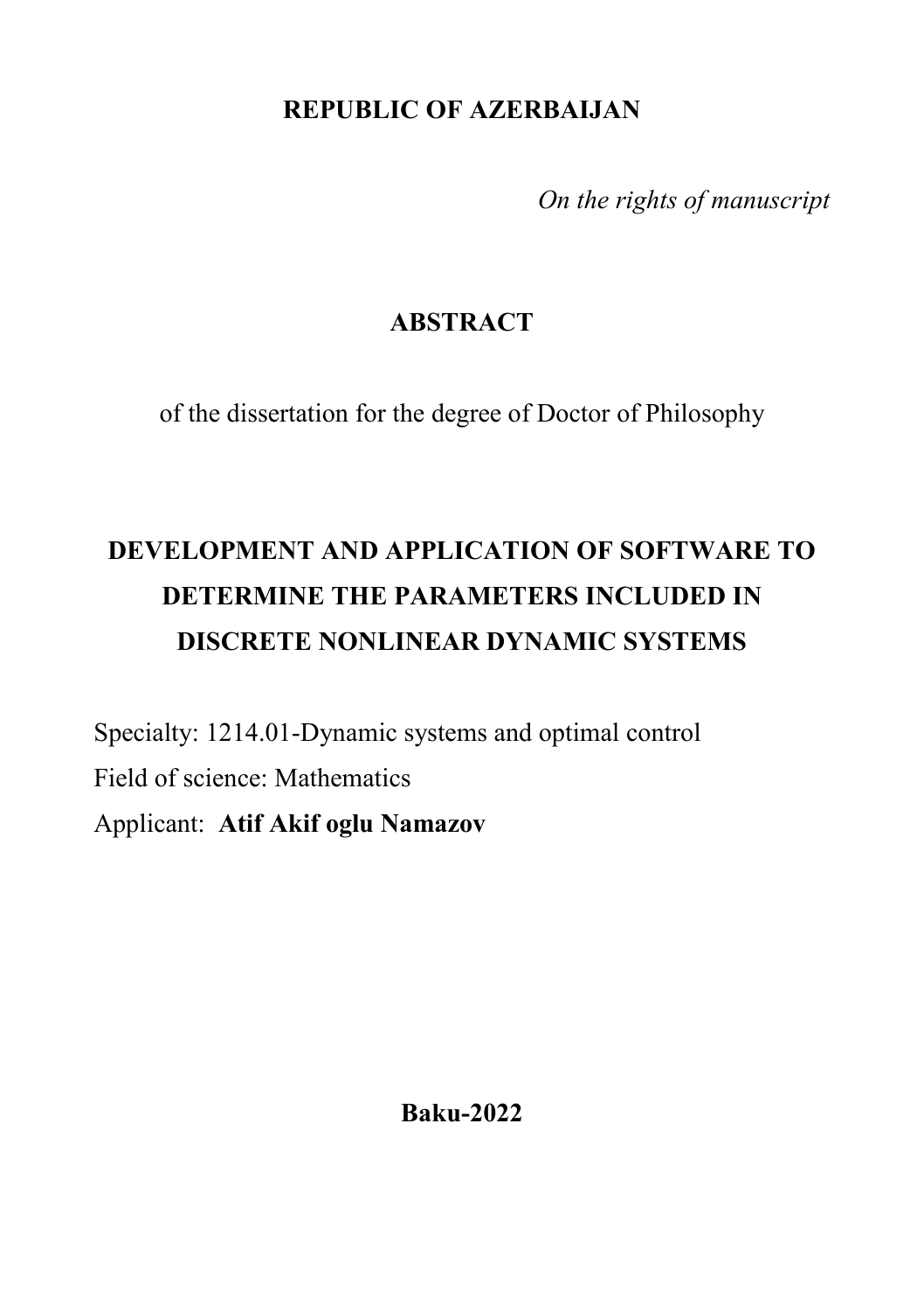**REPUBLIC OF AZERBAIJAN**

*On the rights of manuscript*

# ABSTRACT

of the dissertation for the degree of Doctor of Philosophy

# DEVELOPMENT AND APPLICATION OF SOFTWARE TO DETERMINE THE PARAMETERS INCLUDED IN DISCRETE NONLINEAR DYNAMIC SYSTEMS

Specialty: 1214.01-Dynamic systems and optimal control

Field of science: Mathematics

Applicant: **Atif Akif oglu Namazov**

**Baku-2022**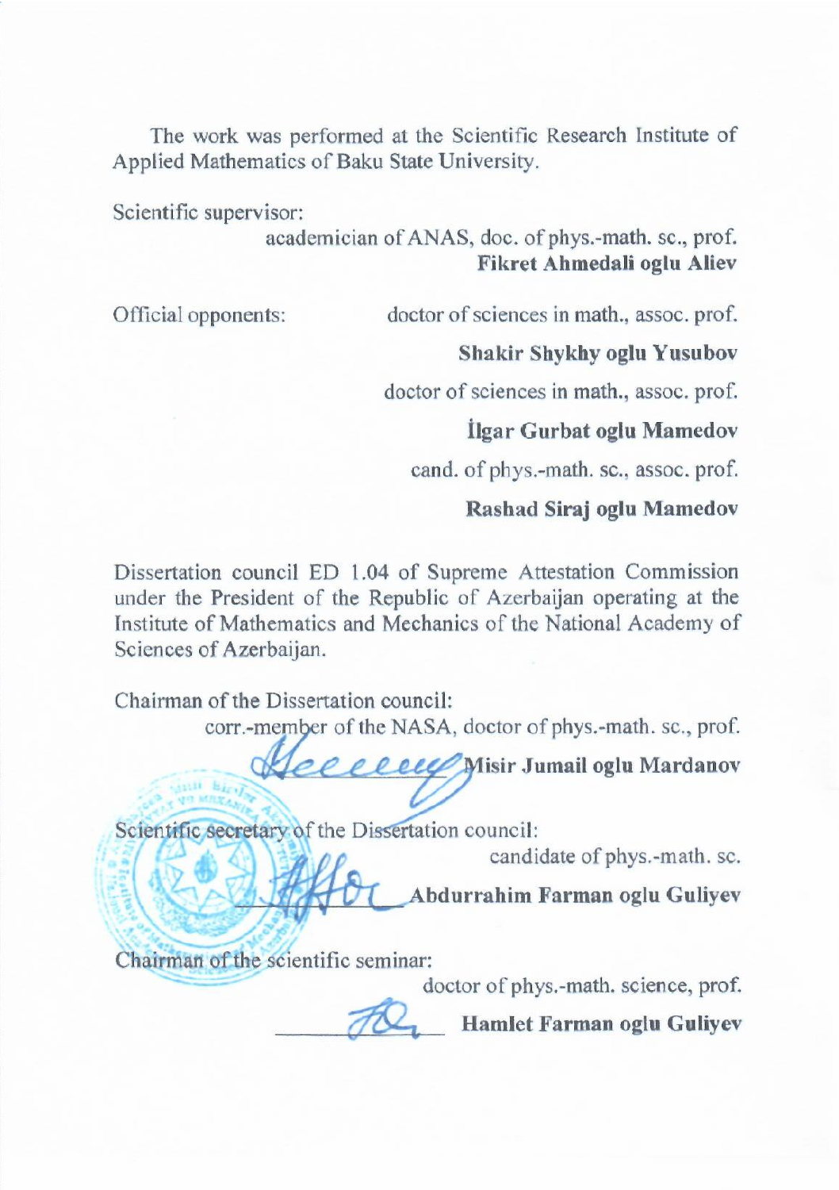The work was performed at the Scientific Research Institute of Applied Mathematics of Baku State University.

Scientific supervisor:

academician of ANAS, doc. of phys.-math. sc., prof.
**Fikret Ahmedali oglu Aliev**

Official opponents:

doctor of sciences in math., assoc. prof.
**Shakir Shykhy oglu Yusubov**

doctor of sciences in math., assoc. prof.
**İlgar Gurbat oglu Mamedov**

cand. of phys.-math. sc., assoc. prof.
**Rashad Siraj oglu Mamedov**

Dissertation council ED 1.04 of Supreme Attestation Commission under the President of the Republic of Azerbaijan operating at the Institute of Mathematics and Mechanics of the National Academy of Sciences of Azerbaijan.

Chairman of the Dissertation council:

corr.-member of the NASA, doctor of phys.-math. sc., prof.
**Misir Jumail oglu Mardanov**

Scientific secretary of the Dissertation council:

candidate of phys.-math. sc.
**Abdurrahim Farman oglu Guliyev**

Chairman of the scientific seminar:

doctor of phys.-math. science, prof.
**Hamlet Farman oglu Guliyev**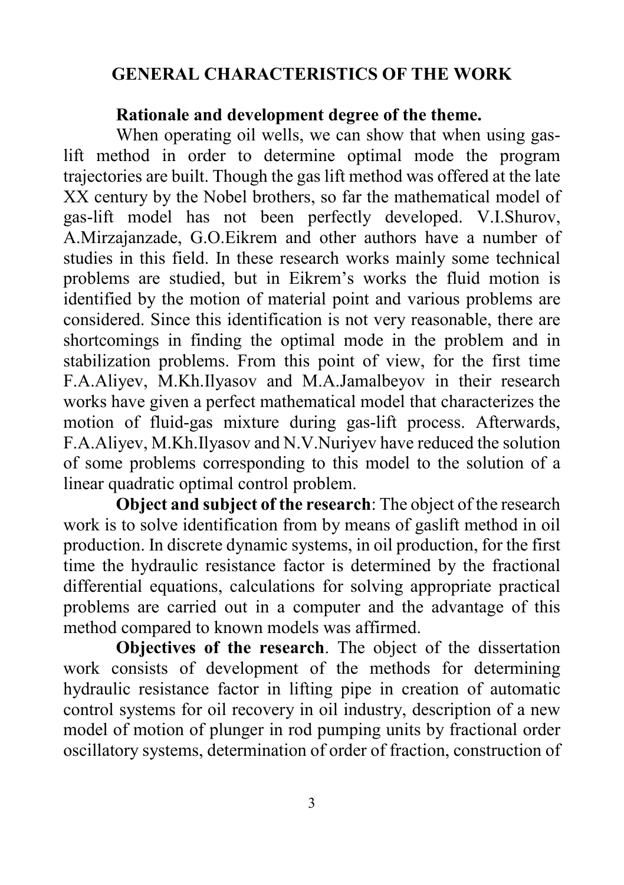## GENERAL CHARACTERISTICS OF THE WORK

**Rationale and development degree of the theme.**

When operating oil wells, we can show that when using gas-lift method in order to determine optimal mode the program trajectories are built. Though the gas lift method was offered at the late XX century by the Nobel brothers, so far the mathematical model of gas-lift model has not been perfectly developed. V.I.Shurov, A.Mirzajanzade, G.O.Eikrem and other authors have a number of studies in this field. In these research works mainly some technical problems are studied, but in Eikrem's works the fluid motion is identified by the motion of material point and various problems are considered. Since this identification is not very reasonable, there are shortcomings in finding the optimal mode in the problem and in stabilization problems. From this point of view, for the first time F.A.Aliyev, M.Kh.Ilyasov and M.A.Jamalbeyov in their research works have given a perfect mathematical model that characterizes the motion of fluid-gas mixture during gas-lift process. Afterwards, F.A.Aliyev, M.Kh.Ilyasov and N.V.Nuriyev have reduced the solution of some problems corresponding to this model to the solution of a linear quadratic optimal control problem.

**Object and subject of the research**: The object of the research work is to solve identification from by means of gaslift method in oil production. In discrete dynamic systems, in oil production, for the first time the hydraulic resistance factor is determined by the fractional differential equations, calculations for solving appropriate practical problems are carried out in a computer and the advantage of this method compared to known models was affirmed.

**Objectives of the research**. The object of the dissertation work consists of development of the methods for determining hydraulic resistance factor in lifting pipe in creation of automatic control systems for oil recovery in oil industry, description of a new model of motion of plunger in rod pumping units by fractional order oscillatory systems, determination of order of fraction, construction of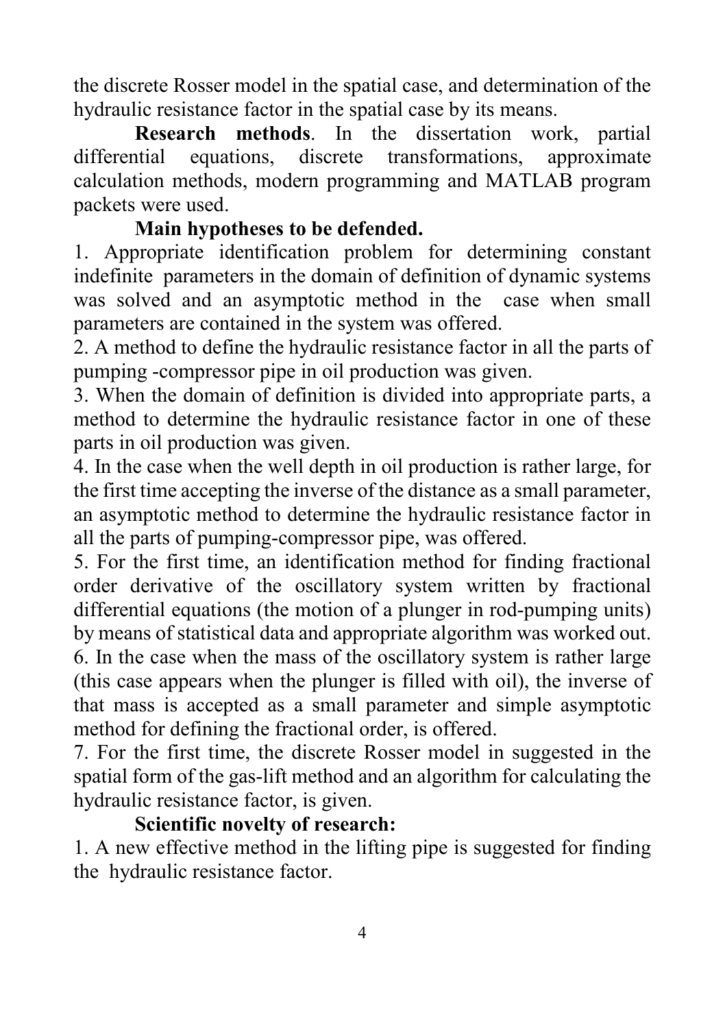the discrete Rosser model in the spatial case, and determination of the hydraulic resistance factor in the spatial case by its means.

**Research methods**. In the dissertation work, partial differential equations, discrete transformations, approximate calculation methods, modern programming and MATLAB program packets were used.

**Main hypotheses to be defended.**

1. Appropriate identification problem for determining constant indefinite parameters in the domain of definition of dynamic systems was solved and an asymptotic method in the case when small parameters are contained in the system was offered.
2. A method to define the hydraulic resistance factor in all the parts of pumping -compressor pipe in oil production was given.
3. When the domain of definition is divided into appropriate parts, a method to determine the hydraulic resistance factor in one of these parts in oil production was given.
4. In the case when the well depth in oil production is rather large, for the first time accepting the inverse of the distance as a small parameter, an asymptotic method to determine the hydraulic resistance factor in all the parts of pumping-compressor pipe, was offered.
5. For the first time, an identification method for finding fractional order derivative of the oscillatory system written by fractional differential equations (the motion of a plunger in rod-pumping units) by means of statistical data and appropriate algorithm was worked out.
6. In the case when the mass of the oscillatory system is rather large (this case appears when the plunger is filled with oil), the inverse of that mass is accepted as a small parameter and simple asymptotic method for defining the fractional order, is offered.
7. For the first time, the discrete Rosser model in suggested in the spatial form of the gas-lift method and an algorithm for calculating the hydraulic resistance factor, is given.

**Scientific novelty of research:**

1. A new effective method in the lifting pipe is suggested for finding the hydraulic resistance factor.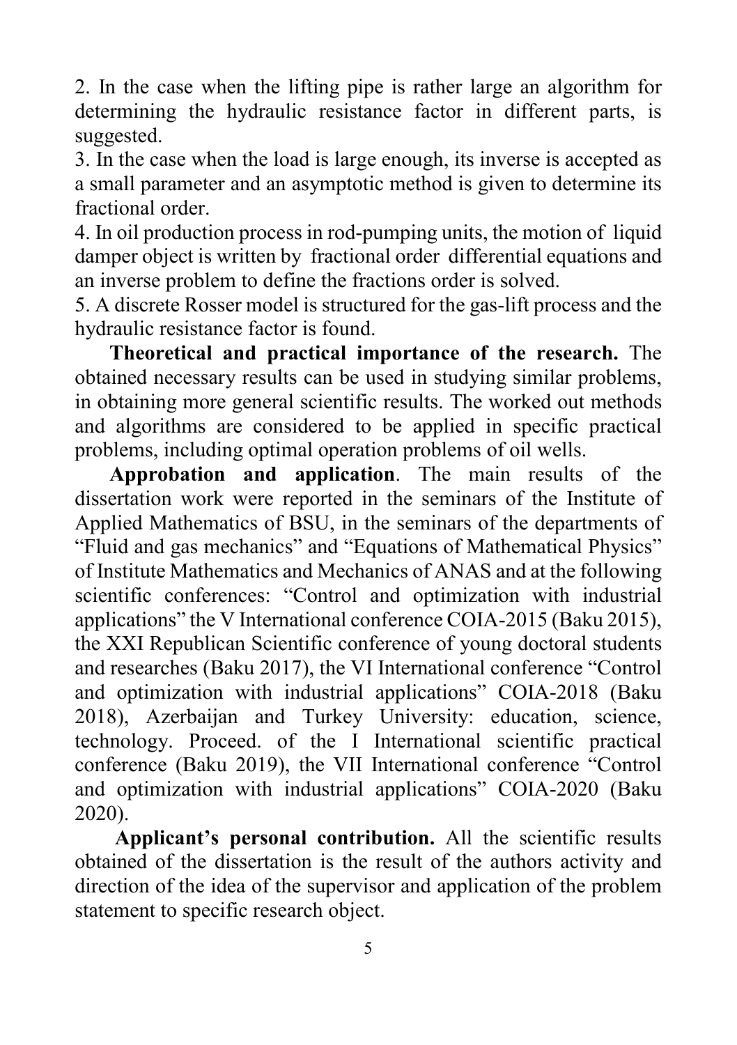2. In the case when the lifting pipe is rather large an algorithm for determining the hydraulic resistance factor in different parts, is suggested.
3. In the case when the load is large enough, its inverse is accepted as a small parameter and an asymptotic method is given to determine its fractional order.
4. In oil production process in rod-pumping units, the motion of liquid damper object is written by fractional order differential equations and an inverse problem to define the fractions order is solved.
5. A discrete Rosser model is structured for the gas-lift process and the hydraulic resistance factor is found.

**Theoretical and practical importance of the research.** The obtained necessary results can be used in studying similar problems, in obtaining more general scientific results. The worked out methods and algorithms are considered to be applied in specific practical problems, including optimal operation problems of oil wells.

**Approbation and application**. The main results of the dissertation work were reported in the seminars of the Institute of Applied Mathematics of BSU, in the seminars of the departments of "Fluid and gas mechanics" and "Equations of Mathematical Physics" of Institute Mathematics and Mechanics of ANAS and at the following scientific conferences: "Control and optimization with industrial applications" the V International conference COIA-2015 (Baku 2015), the XXI Republican Scientific conference of young doctoral students and researches (Baku 2017), the VI International conference "Control and optimization with industrial applications" COIA-2018 (Baku 2018), Azerbaijan and Turkey University: education, science, technology. Proceed. of the I International scientific practical conference (Baku 2019), the VII International conference "Control and optimization with industrial applications" COIA-2020 (Baku 2020).

**Applicant's personal contribution.** All the scientific results obtained of the dissertation is the result of the authors activity and direction of the idea of the supervisor and application of the problem statement to specific research object.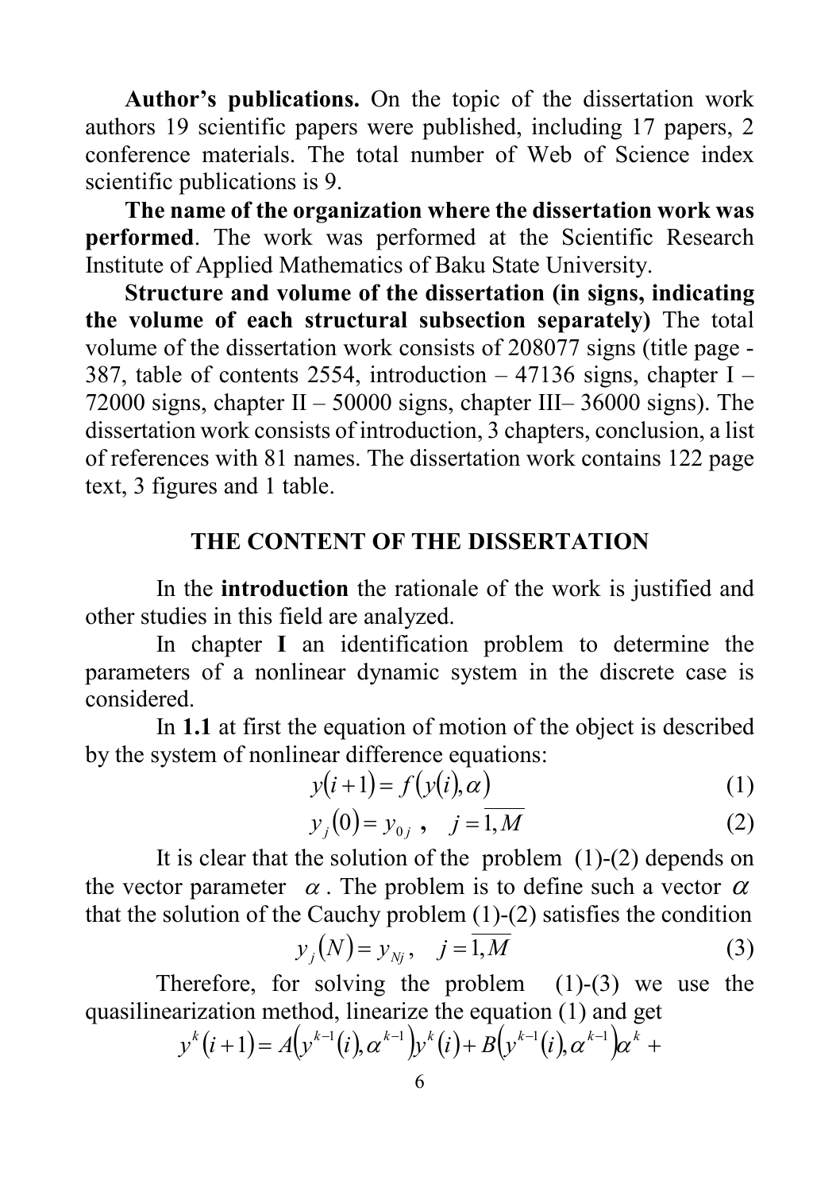**Author's publications.** On the topic of the dissertation work authors 19 scientific papers were published, including 17 papers, 2 conference materials. The total number of Web of Science index scientific publications is 9.

**The name of the organization where the dissertation work was performed**. The work was performed at the Scientific Research Institute of Applied Mathematics of Baku State University.

**Structure and volume of the dissertation (in signs, indicating the volume of each structural subsection separately)** The total volume of the dissertation work consists of 208077 signs (title page - 387, table of contents 2554, introduction – 47136 signs, chapter I – 72000 signs, chapter II – 50000 signs, chapter III– 36000 signs). The dissertation work consists of introduction, 3 chapters, conclusion, a list of references with 81 names. The dissertation work contains 122 page text, 3 figures and 1 table.

## THE CONTENT OF THE DISSERTATION

In the **introduction** the rationale of the work is justified and other studies in this field are analyzed.

In chapter **I** an identification problem to determine the parameters of a nonlinear dynamic system in the discrete case is considered.

In **1.1** at first the equation of motion of the object is described by the system of nonlinear difference equations:

$$y(i+1) = f\big(y(i), \alpha\big) \tag{1}$$

$$y_j(0) = y_{0j}\ , \quad j = \overline{1, M} \tag{2}$$

It is clear that the solution of the problem (1)-(2) depends on the vector parameter $\alpha$. The problem is to define such a vector $\alpha$ that the solution of the Cauchy problem (1)-(2) satisfies the condition

$$y_j(N) = y_{Nj}, \quad j = \overline{1, M} \tag{3}$$

Therefore, for solving the problem (1)-(3) we use the quasilinearization method, linearize the equation (1) and get

$$y^k(i+1) = A\big(y^{k-1}(i), \alpha^{k-1}\big)y^k(i) + B\big(y^{k-1}(i), \alpha^{k-1}\big)\alpha^k +$$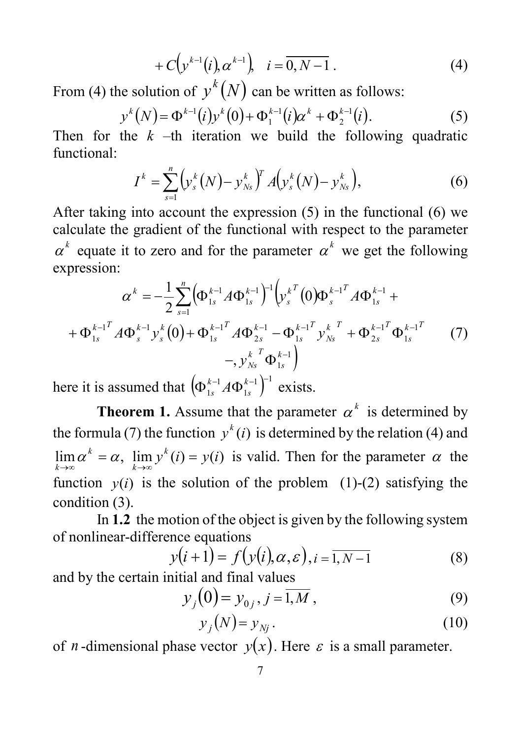$$+C\left(y^{k-1}(i),\alpha^{k-1}\right),\quad i=\overline{0,N-1}\,. \tag{4}$$

From (4) the solution of $y^k(N)$ can be written as follows:

$$y^k(N)=\Phi^{k-1}(i)y^k(0)+\Phi_1^{k-1}(i)\alpha^k+\Phi_2^{k-1}(i). \tag{5}$$

Then for the $k$ –th iteration we build the following quadratic functional:

$$I^k=\sum_{s=1}^{n}\left(y_s^k(N)-y_{Ns}^k\right)^T A\left(y_s^k(N)-y_{Ns}^k\right), \tag{6}$$

After taking into account the expression (5) in the functional (6) we calculate the gradient of the functional with respect to the parameter $\alpha^k$ equate it to zero and for the parameter $\alpha^k$ we get the following expression:

$$\alpha^k=-\frac{1}{2}\sum_{s=1}^{n}\left(\Phi_{1s}^{k-1}A\Phi_{1s}^{k-1}\right)^{-1}\left(y_s^{k^T}(0)\Phi_s^{k-1^T}A\Phi_{1s}^{k-1}+\right.$$
$$+\Phi_{1s}^{k-1^T}A\Phi_s^{k-1}y_s^k(0)+\Phi_{1s}^{k-1^T}A\Phi_{2s}^{k-1}-\Phi_{1s}^{k-1^T}y_{Ns}^{k\ T}+\Phi_{2s}^{k-1^T}\Phi_{1s}^{k-1^T} \tag{7}$$
$$\left.-,y_{Ns}^{k\ T}\Phi_{1s}^{k-1}\right)$$

here it is assumed that $\left(\Phi_{1s}^{k-1}A\Phi_{1s}^{k-1}\right)^{-1}$ exists.

**Theorem 1.** Assume that the parameter $\alpha^k$ is determined by the formula (7) the function $y^k(i)$ is determined by the relation (4) and $\lim_{k\to\infty}\alpha^k=\alpha,\ \lim_{k\to\infty}y^k(i)=y(i)$ is valid. Then for the parameter $\alpha$ the function $y(i)$ is the solution of the problem (1)-(2) satisfying the condition (3).

In **1.2** the motion of the object is given by the following system of nonlinear-difference equations

$$y(i+1)=f\left(y(i),\alpha,\varepsilon\right),\, i=\overline{1,N-1} \tag{8}$$

and by the certain initial and final values

$$y_j(0)=y_{0j},\, j=\overline{1,M}\,, \tag{9}$$

$$y_j(N)=y_{Nj}\,. \tag{10}$$

of $n$-dimensional phase vector $y(x)$. Here $\varepsilon$ is a small parameter.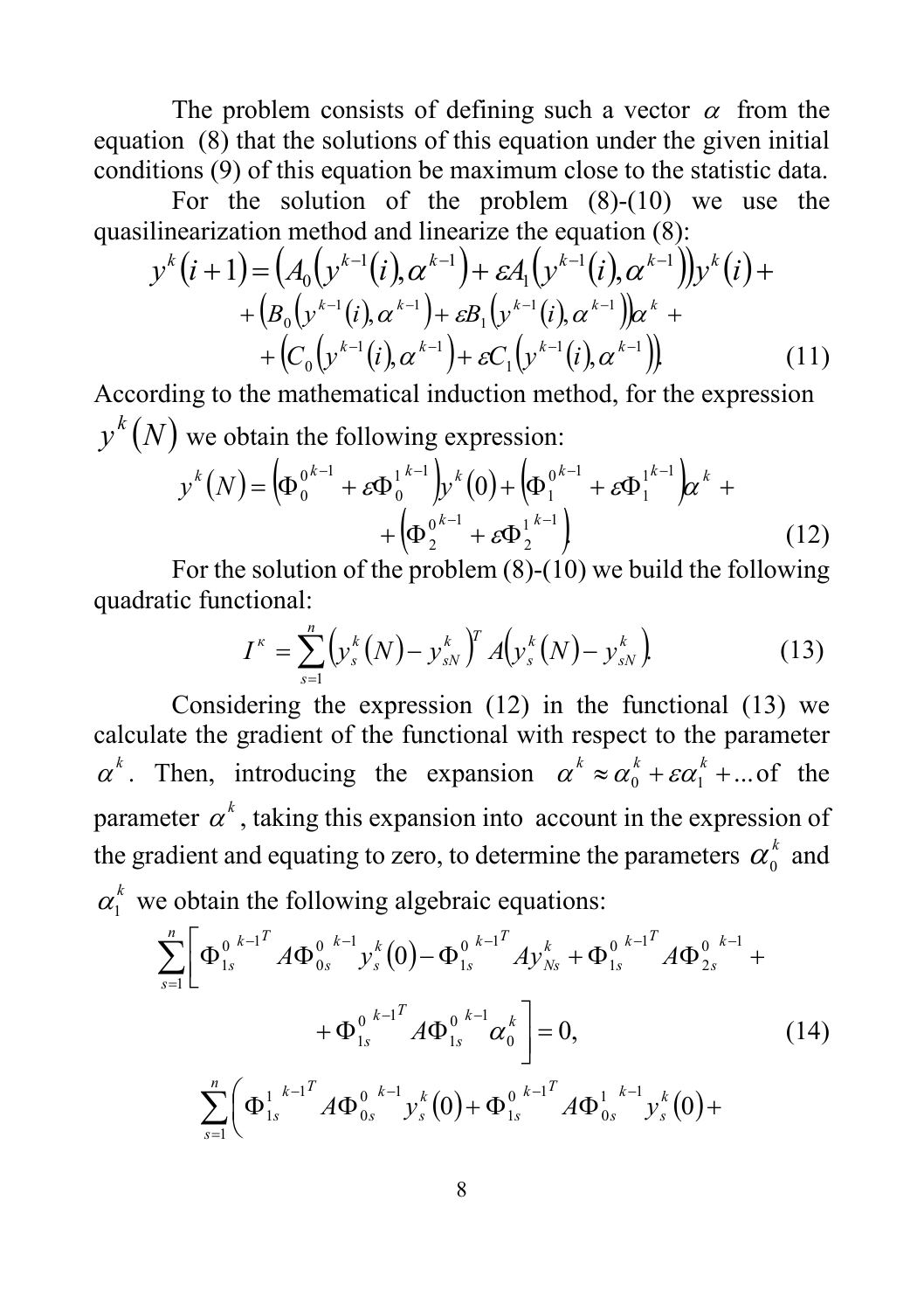The problem consists of defining such a vector $\alpha$ from the equation (8) that the solutions of this equation under the given initial conditions (9) of this equation be maximum close to the statistic data.

For the solution of the problem (8)-(10) we use the quasilinearization method and linearize the equation (8):

$$
\begin{aligned}
y^k(i+1) = &\left(A_0\left(y^{k-1}(i),\alpha^{k-1}\right) + \varepsilon A_1\left(y^{k-1}(i),\alpha^{k-1}\right)\right)y^k(i) + \\
&+\left(B_0\left(y^{k-1}(i),\alpha^{k-1}\right) + \varepsilon B_1\left(y^{k-1}(i),\alpha^{k-1}\right)\right)\alpha^k + \\
&+\left(C_0\left(y^{k-1}(i),\alpha^{k-1}\right) + \varepsilon C_1\left(y^{k-1}(i),\alpha^{k-1}\right)\right). \qquad (11)
\end{aligned}
$$

According to the mathematical induction method, for the expression $y^k(N)$ we obtain the following expression:

$$
\begin{aligned}
y^k(N) = &\left(\Phi_0^{0\,k-1} + \varepsilon\Phi_0^{1\,k-1}\right)y^k(0) + \left(\Phi_1^{0\,k-1} + \varepsilon\Phi_1^{1\,k-1}\right)\alpha^k + \\
&+\left(\Phi_2^{0\,k-1} + \varepsilon\Phi_2^{1\,k-1}\right). \qquad (12)
\end{aligned}
$$

For the solution of the problem (8)-(10) we build the following quadratic functional:

$$
I^{\kappa} = \sum_{s=1}^{n}\left(y_s^k(N) - y_{sN}^k\right)^T A\left(y_s^k(N) - y_{sN}^k\right). \qquad (13)
$$

Considering the expression (12) in the functional (13) we calculate the gradient of the functional with respect to the parameter $\alpha^k$. Then, introducing the expansion $\alpha^k \approx \alpha_0^k + \varepsilon\alpha_1^k + \ldots$ of the parameter $\alpha^k$, taking this expansion into account in the expression of the gradient and equating to zero, to determine the parameters $\alpha_0^k$ and $\alpha_1^k$ we obtain the following algebraic equations:

$$
\begin{aligned}
\sum_{s=1}^{n}\Bigg[&\Phi_{1s}^{0\,k-1^T} A\Phi_{0s}^{0\,k-1} y_s^k(0) - \Phi_{1s}^{0\,k-1^T} A y_{Ns}^k + \Phi_{1s}^{0\,k-1^T} A\Phi_{2s}^{0\,k-1} + \\
&+\Phi_{1s}^{0\,k-1^T} A\Phi_{1s}^{0\,k-1}\alpha_0^k\Bigg] = 0, \qquad (14)
\end{aligned}
$$

$$
\sum_{s=1}^{n}\Bigg(\Phi_{1s}^{1\,k-1^T} A\Phi_{0s}^{0\,k-1} y_s^k(0) + \Phi_{1s}^{0\,k-1^T} A\Phi_{0s}^{1\,k-1} y_s^k(0) +
$$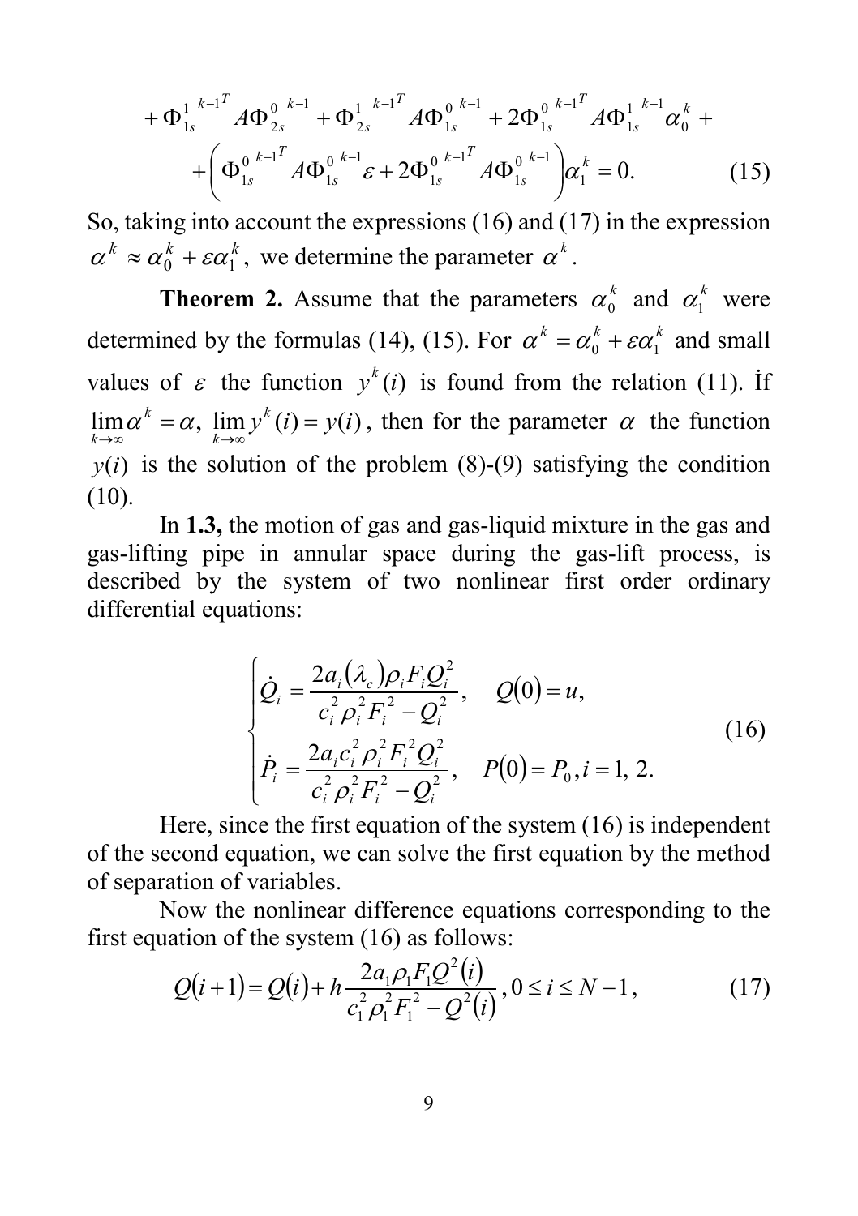$$+\Phi_{1s}^{1\ k-1^T} A\Phi_{2s}^{0\ k-1} + \Phi_{2s}^{1\ k-1^T} A\Phi_{1s}^{0\ k-1} + 2\Phi_{1s}^{0\ k-1^T} A\Phi_{1s}^{1\ k-1}\alpha_0^k +$$
$$+\left(\Phi_{1s}^{0\ k-1^T} A\Phi_{1s}^{0\ k-1}\varepsilon + 2\Phi_{1s}^{0\ k-1^T} A\Phi_{1s}^{0\ k-1}\right)\alpha_1^k = 0. \tag{15}$$

So, taking into account the expressions (16) and (17) in the expression $\alpha^k \approx \alpha_0^k + \varepsilon\alpha_1^k$, we determine the parameter $\alpha^k$.

**Theorem 2.** Assume that the parameters $\alpha_0^k$ and $\alpha_1^k$ were determined by the formulas (14), (15). For $\alpha^k = \alpha_0^k + \varepsilon\alpha_1^k$ and small values of $\varepsilon$ the function $y^k(i)$ is found from the relation (11). İf $\lim\limits_{k\to\infty}\alpha^k = \alpha,\ \lim\limits_{k\to\infty} y^k(i) = y(i)$, then for the parameter $\alpha$ the function $y(i)$ is the solution of the problem (8)-(9) satisfying the condition (10).

In **1.3,** the motion of gas and gas-liquid mixture in the gas and gas-lifting pipe in annular space during the gas-lift process, is described by the system of two nonlinear first order ordinary differential equations:

$$\begin{cases} \dot{Q}_i = \dfrac{2a_i(\lambda_c)\rho_i F_i Q_i^2}{c_i^2\rho_i^2 F_i^2 - Q_i^2}, \quad Q(0) = u, \\ \dot{P}_i = \dfrac{2a_i c_i^2\rho_i^2 F_i^2 Q_i^2}{c_i^2\rho_i^2 F_i^2 - Q_i^2}, \quad P(0) = P_0, i = 1, 2. \end{cases} \tag{16}$$

Here, since the first equation of the system (16) is independent of the second equation, we can solve the first equation by the method of separation of variables.

Now the nonlinear difference equations corresponding to the first equation of the system (16) as follows:

$$Q(i+1) = Q(i) + h\frac{2a_1\rho_1 F_1 Q^2(i)}{c_1^2\rho_1^2 F_1^2 - Q^2(i)}, 0 \le i \le N-1, \tag{17}$$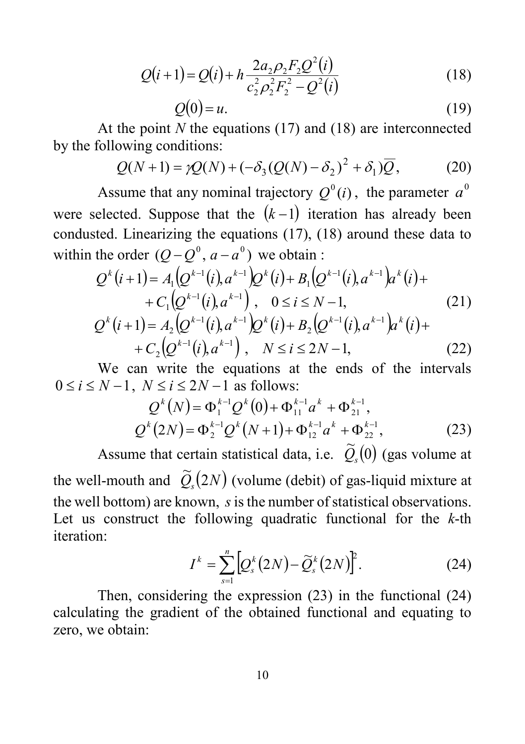$$Q(i+1) = Q(i) + h\frac{2a_2\rho_2 F_2 Q^2(i)}{c_2^2\rho_2^2 F_2^2 - Q^2(i)} \tag{18}$$

$$Q(0) = u. \tag{19}$$

At the point $N$ the equations (17) and (18) are interconnected by the following conditions:

$$Q(N+1) = \gamma Q(N) + (-\delta_3 (Q(N) - \delta_2)^2 + \delta_1)\overline{Q}, \tag{20}$$

Assume that any nominal trajectory $Q^0(i)$, the parameter $a^0$ were selected. Suppose that the $(k-1)$ iteration has already been condusted. Linearizing the equations (17), (18) around these data to within the order $(Q - Q^0,\, a - a^0)$ we obtain :

$$\begin{aligned} Q^k(i+1) &= A_1\left(Q^{k-1}(i), a^{k-1}\right)Q^k(i) + B_1\left(Q^{k-1}(i), a^{k-1}\right)a^k(i) + \\ &\quad + C_1\left(Q^{k-1}(i), a^{k-1}\right), \quad 0 \le i \le N-1, \end{aligned} \tag{21}$$

$$\begin{aligned} Q^k(i+1) &= A_2\left(Q^{k-1}(i), a^{k-1}\right)Q^k(i) + B_2\left(Q^{k-1}(i), a^{k-1}\right)a^k(i) + \\ &\quad + C_2\left(Q^{k-1}(i), a^{k-1}\right), \quad N \le i \le 2N-1, \end{aligned} \tag{22}$$

We can write the equations at the ends of the intervals $0 \le i \le N-1$, $N \le i \le 2N-1$ as follows:

$$\begin{aligned} Q^k(N) &= \Phi_1^{k-1} Q^k(0) + \Phi_{11}^{k-1} a^k + \Phi_{21}^{k-1}, \\ Q^k(2N) &= \Phi_2^{k-1} Q^k(N+1) + \Phi_{12}^{k-1} a^k + \Phi_{22}^{k-1}, \end{aligned} \tag{23}$$

Assume that certain statistical data, i.e. $\widetilde{Q}_s(0)$ (gas volume at the well-mouth and $\widetilde{Q}_s(2N)$ (volume (debit) of gas-liquid mixture at the well bottom) are known, $s$ is the number of statistical observations. Let us construct the following quadratic functional for the $k$-th iteration:

$$I^k = \sum_{s=1}^{n}\left[Q_s^k(2N) - \widetilde{Q}_s^k(2N)\right]^2. \tag{24}$$

Then, considering the expression (23) in the functional (24) calculating the gradient of the obtained functional and equating to zero, we obtain: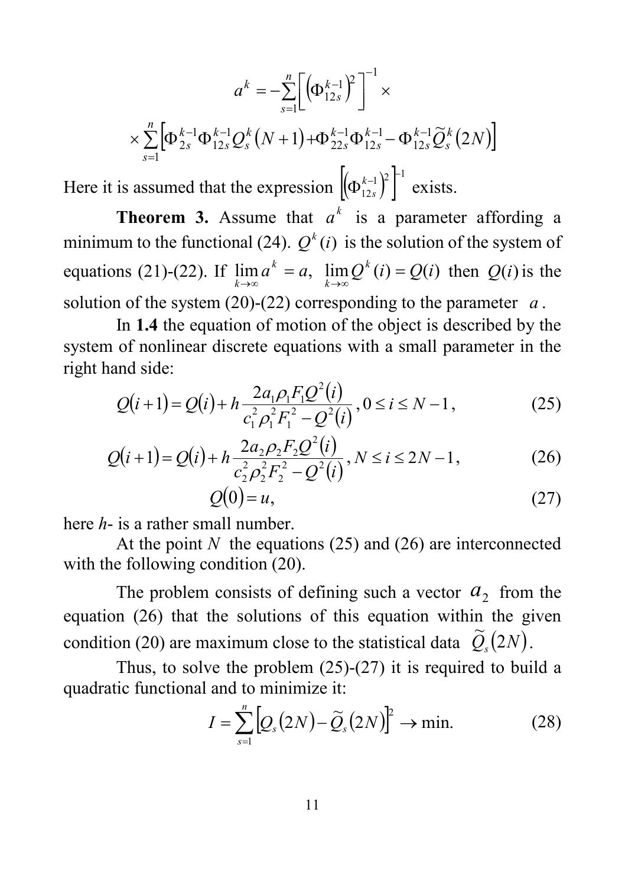$$a^k = -\sum_{s=1}^{n} \left[ \left( \Phi_{12s}^{k-1} \right)^2 \right]^{-1} \times$$

$$\times \sum_{s=1}^{n} \left[ \Phi_{2s}^{k-1} \Phi_{12s}^{k-1} Q_s^k (N+1) + \Phi_{22s}^{k-1} \Phi_{12s}^{k-1} - \Phi_{12s}^{k-1} \widetilde{Q}_s^k (2N) \right]$$

Here it is assumed that the expression $\left[ \left( \Phi_{12s}^{k-1} \right)^2 \right]^{-1}$ exists.

**Theorem 3.** Assume that $a^k$ is a parameter affording a minimum to the functional (24). $Q^k(i)$ is the solution of the system of equations (21)-(22). If $\lim_{k \to \infty} a^k = a$, $\lim_{k \to \infty} Q^k(i) = Q(i)$ then $Q(i)$ is the solution of the system (20)-(22) corresponding to the parameter $a$.

In **1.4** the equation of motion of the object is described by the system of nonlinear discrete equations with a small parameter in the right hand side:

$$Q(i+1) = Q(i) + h \frac{2a_1 \rho_1 F_1 Q^2(i)}{c_1^2 \rho_1^2 F_1^2 - Q^2(i)}, \; 0 \le i \le N-1, \tag{25}$$

$$Q(i+1) = Q(i) + h \frac{2a_2 \rho_2 F_2 Q^2(i)}{c_2^2 \rho_2^2 F_2^2 - Q^2(i)}, \; N \le i \le 2N-1, \tag{26}$$

$$Q(0) = u, \tag{27}$$

here $h$- is a rather small number.

At the point $N$ the equations (25) and (26) are interconnected with the following condition (20).

The problem consists of defining such a vector $a_2$ from the equation (26) that the solutions of this equation within the given condition (20) are maximum close to the statistical data $\widetilde{Q}_s(2N)$.

Thus, to solve the problem (25)-(27) it is required to build a quadratic functional and to minimize it:

$$I = \sum_{s=1}^{n} \left[ Q_s(2N) - \widetilde{Q}_s(2N) \right]^2 \to \min. \tag{28}$$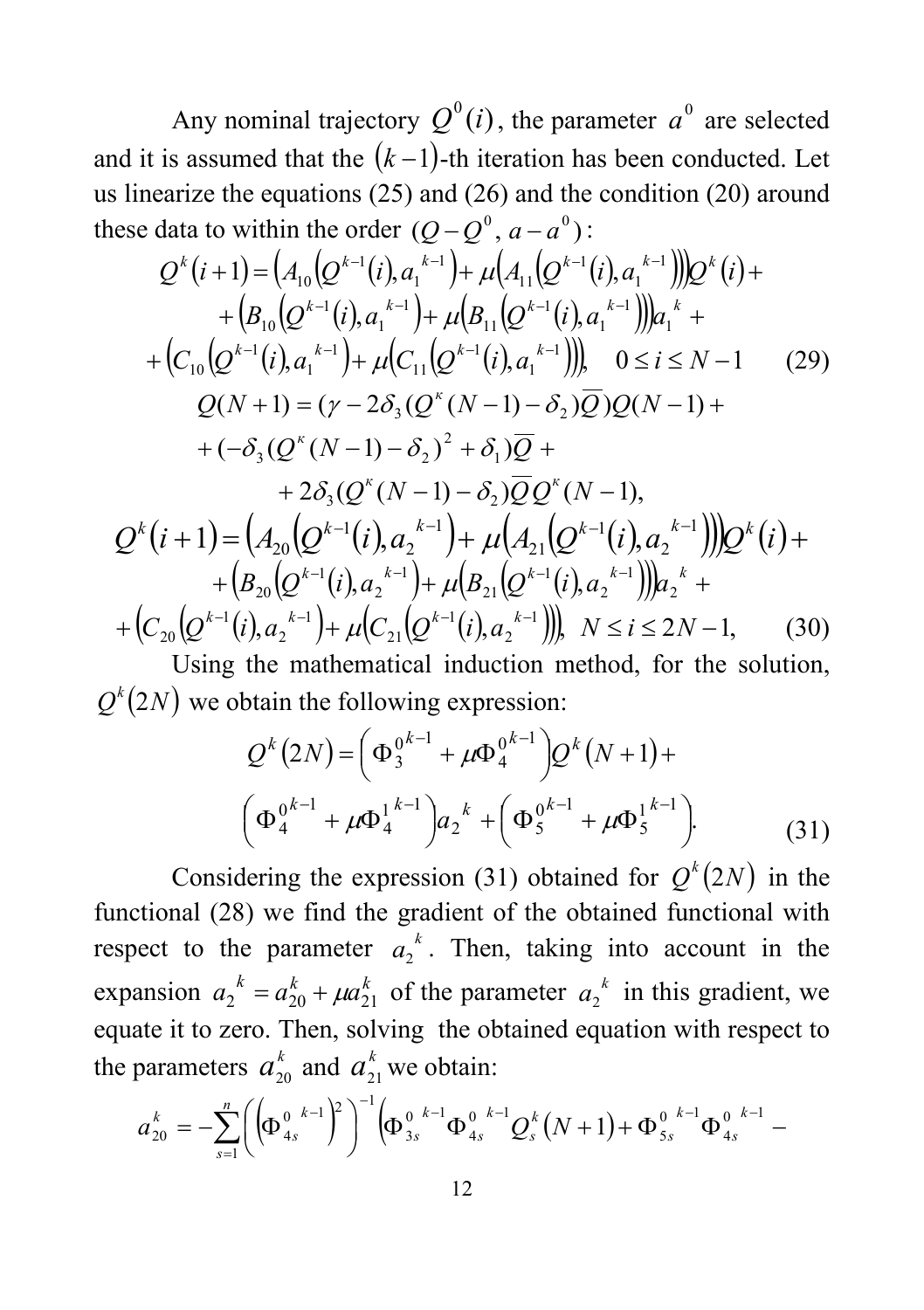Any nominal trajectory $Q^0(i)$, the parameter $a^0$ are selected and it is assumed that the $(k-1)$-th iteration has been conducted. Let us linearize the equations (25) and (26) and the condition (20) around these data to within the order $(Q-Q^0,\, a-a^0)$:

$$
\begin{aligned}
Q^k(i+1) = &\left(A_{10}\left(Q^{k-1}(i), a_1^{\,k-1}\right) + \mu\left(A_{11}\left(Q^{k-1}(i), a_1^{\,k-1}\right)\right)\right)Q^k(i) + \\
&+\left(B_{10}\left(Q^{k-1}(i), a_1^{\,k-1}\right) + \mu\left(B_{11}\left(Q^{k-1}(i), a_1^{\,k-1}\right)\right)\right)a_1^{\,k} + \\
&+\left(C_{10}\left(Q^{k-1}(i), a_1^{\,k-1}\right) + \mu\left(C_{11}\left(Q^{k-1}(i), a_1^{\,k-1}\right)\right)\right), \quad 0 \le i \le N-1 \qquad (29)
\end{aligned}
$$

$$
\begin{aligned}
Q(N+1) = &(\gamma - 2\delta_3(Q^{\kappa}(N-1) - \delta_2)\overline{Q})Q(N-1) + \\
&+(-\delta_3(Q^{\kappa}(N-1) - \delta_2)^2 + \delta_1)\overline{Q} + \\
&+ 2\delta_3(Q^{\kappa}(N-1) - \delta_2)\overline{Q}Q^{\kappa}(N-1),
\end{aligned}
$$

$$
\begin{aligned}
Q^k(i+1) = &\left(A_{20}\left(Q^{k-1}(i), a_2^{\,k-1}\right) + \mu\left(A_{21}\left(Q^{k-1}(i), a_2^{\,k-1}\right)\right)\right)Q^k(i) + \\
&+\left(B_{20}\left(Q^{k-1}(i), a_2^{\,k-1}\right) + \mu\left(B_{21}\left(Q^{k-1}(i), a_2^{\,k-1}\right)\right)\right)a_2^{\,k} + \\
&+\left(C_{20}\left(Q^{k-1}(i), a_2^{\,k-1}\right) + \mu\left(C_{21}\left(Q^{k-1}(i), a_2^{\,k-1}\right)\right)\right), \quad N \le i \le 2N-1, \qquad (30)
\end{aligned}
$$

Using the mathematical induction method, for the solution, $Q^k(2N)$ we obtain the following expression:

$$
\begin{aligned}
Q^k(2N) = &\left(\Phi_3^{0\,k-1} + \mu\Phi_4^{0\,k-1}\right)Q^k(N+1) + \\
&\left(\Phi_4^{0\,k-1} + \mu\Phi_4^{1\,k-1}\right)a_2^{\,k} + \left(\Phi_5^{0\,k-1} + \mu\Phi_5^{1\,k-1}\right). \qquad (31)
\end{aligned}
$$

Considering the expression (31) obtained for $Q^k(2N)$ in the functional (28) we find the gradient of the obtained functional with respect to the parameter $a_2^{\,k}$. Then, taking into account in the expansion $a_2^{\,k} = a_{20}^k + \mu a_{21}^k$ of the parameter $a_2^{\,k}$ in this gradient, we equate it to zero. Then, solving the obtained equation with respect to the parameters $a_{20}^k$ and $a_{21}^k$ we obtain:

$$
a_{20}^k = -\sum_{s=1}^{n}\left(\left(\Phi_{4s}^{0\;k-1}\right)^2\right)^{-1}\left(\Phi_{3s}^{0\;k-1}\Phi_{4s}^{0\;k-1}Q_s^k(N+1) + \Phi_{5s}^{0\;k-1}\Phi_{4s}^{0\;k-1} - \right.
$$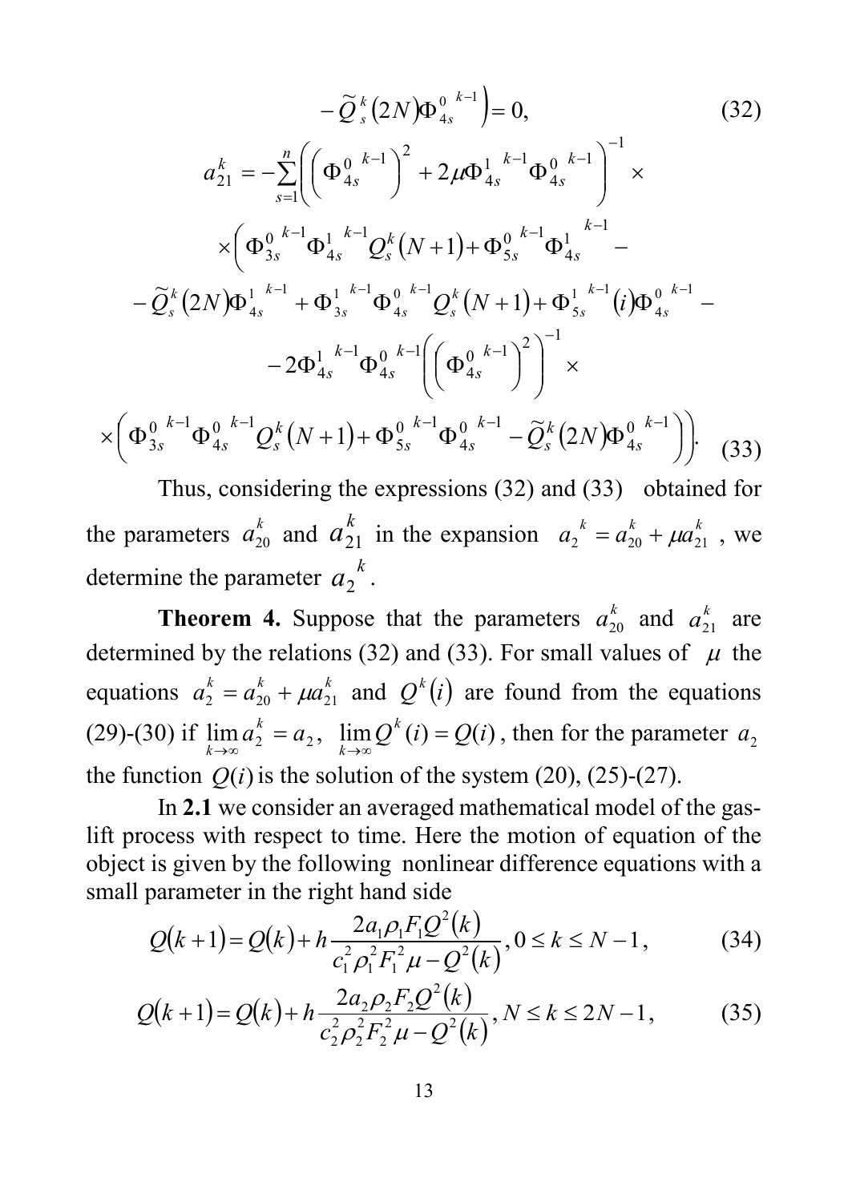$$-\widetilde{Q}_s^k(2N)\Phi_{4s}^{0\ k-1}\Big) = 0, \tag{32}$$

$$a_{21}^k = -\sum_{s=1}^{n}\left(\left(\Phi_{4s}^{0\ k-1}\right)^2 + 2\mu\Phi_{4s}^{1\ k-1}\Phi_{4s}^{0\ k-1}\right)^{-1} \times$$

$$\times\Big(\Phi_{3s}^{0\ k-1}\Phi_{4s}^{1\ k-1}Q_s^k(N+1) + \Phi_{5s}^{0\ k-1}\Phi_{4s}^{1\ k-1} -$$

$$-\widetilde{Q}_s^k(2N)\Phi_{4s}^{1\ k-1} + \Phi_{3s}^{1\ k-1}\Phi_{4s}^{0\ k-1}Q_s^k(N+1) + \Phi_{5s}^{1\ k-1}(i)\Phi_{4s}^{0\ k-1} -$$

$$-2\Phi_{4s}^{1\ k-1}\Phi_{4s}^{0\ k-1}\left(\left(\Phi_{4s}^{0\ k-1}\right)^2\right)^{-1} \times$$

$$\times\left(\Phi_{3s}^{0\ k-1}\Phi_{4s}^{0\ k-1}Q_s^k(N+1) + \Phi_{5s}^{0\ k-1}\Phi_{4s}^{0\ k-1} - \widetilde{Q}_s^k(2N)\Phi_{4s}^{0\ k-1}\right)\Big). \tag{33}$$

Thus, considering the expressions (32) and (33) obtained for the parameters $a_{20}^k$ and $a_{21}^k$ in the expansion $a_2^k = a_{20}^k + \mu a_{21}^k$, we determine the parameter $a_2^k$.

**Theorem 4.** Suppose that the parameters $a_{20}^k$ and $a_{21}^k$ are determined by the relations (32) and (33). For small values of $\mu$ the equations $a_2^k = a_{20}^k + \mu a_{21}^k$ and $Q^k(i)$ are found from the equations (29)-(30) if $\lim_{k\to\infty} a_2^k = a_2$, $\lim_{k\to\infty} Q^k(i) = Q(i)$, then for the parameter $a_2$ the function $Q(i)$ is the solution of the system (20), (25)-(27).

In **2.1** we consider an averaged mathematical model of the gas-lift process with respect to time. Here the motion of equation of the object is given by the following nonlinear difference equations with a small parameter in the right hand side

$$Q(k+1) = Q(k) + h\frac{2a_1\rho_1F_1Q^2(k)}{c_1^2\rho_1^2F_1^2\mu - Q^2(k)},\ 0 \le k \le N-1, \tag{34}$$

$$Q(k+1) = Q(k) + h\frac{2a_2\rho_2F_2Q^2(k)}{c_2^2\rho_2^2F_2^2\mu - Q^2(k)},\ N \le k \le 2N-1, \tag{35}$$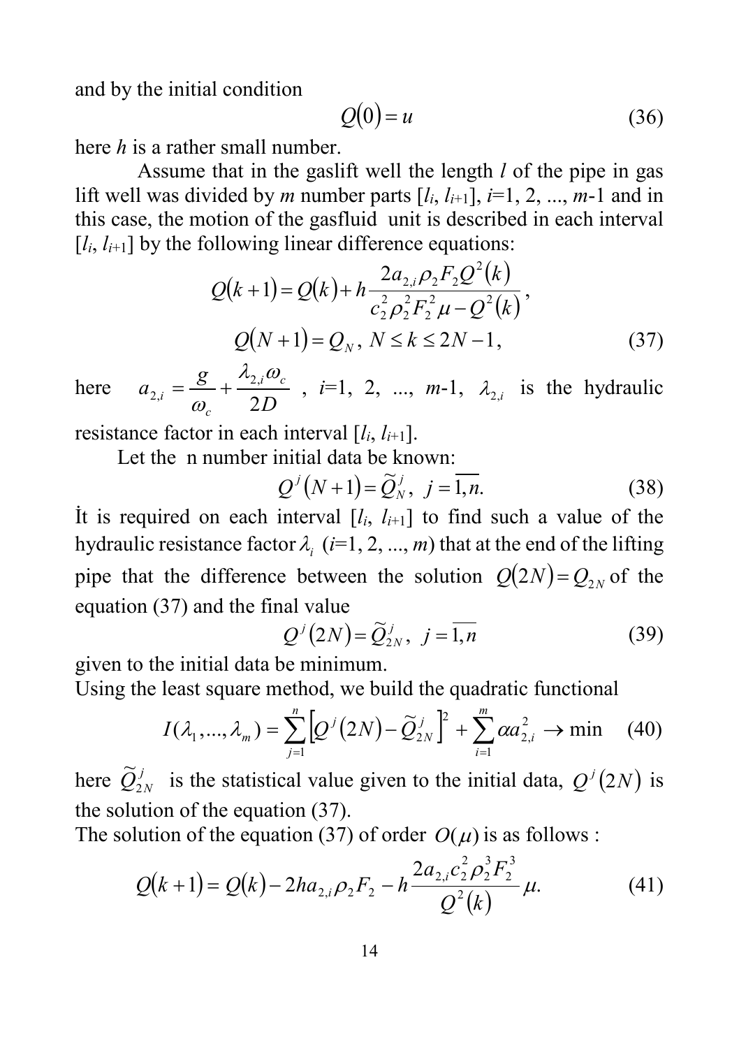and by the initial condition

$$Q(0) = u \tag{36}$$

here $h$ is a rather small number.

Assume that in the gaslift well the length $l$ of the pipe in gas lift well was divided by $m$ number parts $[l_i, l_{i+1}]$, $i$=1, 2, ..., $m$-1 and in this case, the motion of the gasfluid unit is described in each interval $[l_i, l_{i+1}]$ by the following linear difference equations:

$$Q(k+1) = Q(k) + h\frac{2a_{2,i}\rho_2 F_2 Q^2(k)}{c_2^2\rho_2^2 F_2^2 \mu - Q^2(k)},$$

$$Q(N+1) = Q_N,\ N \le k \le 2N-1, \tag{37}$$

here $a_{2,i} = \dfrac{g}{\omega_c} + \dfrac{\lambda_{2,i}\omega_c}{2D}$, $i$=1, 2, ..., $m$-1, $\lambda_{2,i}$ is the hydraulic resistance factor in each interval $[l_i, l_{i+1}]$.

Let the n number initial data be known:

$$Q^j(N+1) = \widetilde{Q}_N^j,\ j = \overline{1,n}. \tag{38}$$

İt is required on each interval $[l_i, l_{i+1}]$ to find such a value of the hydraulic resistance factor $\lambda_i$ ($i$=1, 2, ..., $m$) that at the end of the lifting pipe that the difference between the solution $Q(2N) = Q_{2N}$ of the equation (37) and the final value

$$Q^j(2N) = \widetilde{Q}_{2N}^j,\ j = \overline{1,n} \tag{39}$$

given to the initial data be minimum.

Using the least square method, we build the quadratic functional

$$I(\lambda_1,...,\lambda_m) = \sum_{j=1}^{n}\left[Q^j(2N) - \widetilde{Q}_{2N}^j\right]^2 + \sum_{i=1}^{m}\alpha a_{2,i}^2 \to \min \tag{40}$$

here $\widetilde{Q}_{2N}^j$ is the statistical value given to the initial data, $Q^j(2N)$ is the solution of the equation (37).

The solution of the equation (37) of order $O(\mu)$ is as follows :

$$Q(k+1) = Q(k) - 2ha_{2,i}\rho_2 F_2 - h\frac{2a_{2,i}c_2^2\rho_2^3 F_2^3}{Q^2(k)}\mu. \tag{41}$$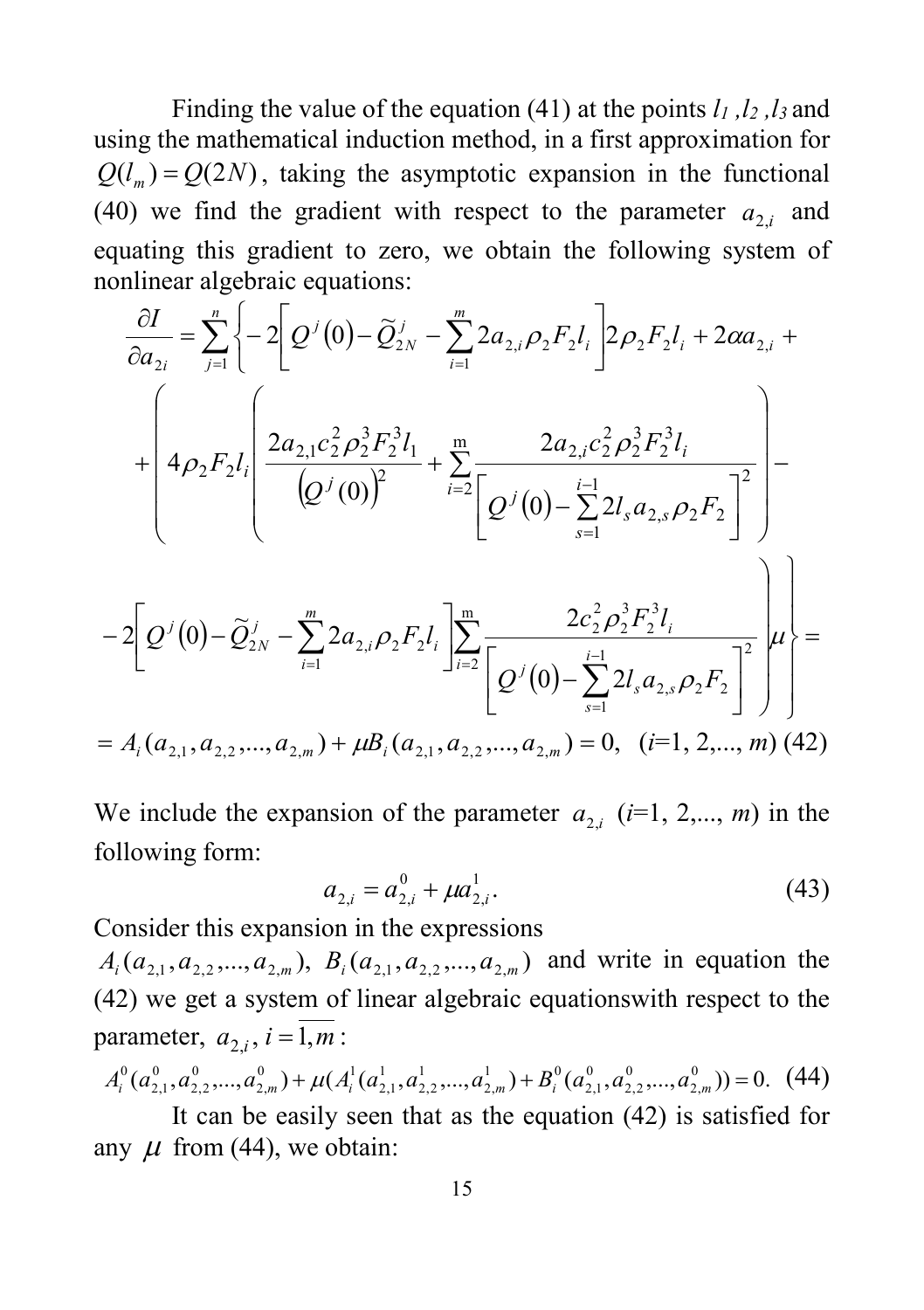Finding the value of the equation (41) at the points $l_1, l_2, l_3$ and using the mathematical induction method, in a first approximation for $Q(l_m) = Q(2N)$, taking the asymptotic expansion in the functional (40) we find the gradient with respect to the parameter $a_{2,i}$ and equating this gradient to zero, we obtain the following system of nonlinear algebraic equations:

$$
\frac{\partial I}{\partial a_{2i}} = \sum_{j=1}^{n} \Bigg\{ -2\left[ Q^j(0) - \widetilde{Q}_{2N}^j - \sum_{i=1}^{m} 2a_{2,i}\rho_2 F_2 l_i \right] 2\rho_2 F_2 l_i + 2\alpha a_{2,i} +
$$

$$
+ \left( 4\rho_2 F_2 l_i \left( \frac{2a_{2,1}c_2^2\rho_2^3 F_2^3 l_1}{\left(Q^j(0)\right)^2} + \sum_{i=2}^{m} \frac{2a_{2,i}c_2^2\rho_2^3 F_2^3 l_i}{\left[ Q^j(0) - \sum_{s=1}^{i-1} 2l_s a_{2,s}\rho_2 F_2 \right]^2} \right) - \right.
$$

$$
\left. -2\left[ Q^j(0) - \widetilde{Q}_{2N}^j - \sum_{i=1}^{m} 2a_{2,i}\rho_2 F_2 l_i \right] \sum_{i=2}^{m} \frac{2c_2^2\rho_2^3 F_2^3 l_i}{\left[ Q^j(0) - \sum_{s=1}^{i-1} 2l_s a_{2,s}\rho_2 F_2 \right]^2} \right) \mu \Bigg\} =
$$

$$
= A_i(a_{2,1}, a_{2,2}, ..., a_{2,m}) + \mu B_i(a_{2,1}, a_{2,2}, ..., a_{2,m}) = 0, \quad (i=1, 2, ..., m) \quad (42)
$$

We include the expansion of the parameter $a_{2,i}$ ($i$=1, 2,..., $m$) in the following form:

$$
a_{2,i} = a_{2,i}^0 + \mu a_{2,i}^1. \quad (43)
$$

Consider this expansion in the expressions $A_i(a_{2,1}, a_{2,2}, ..., a_{2,m})$, $B_i(a_{2,1}, a_{2,2}, ..., a_{2,m})$ and write in equation the (42) we get a system of linear algebraic equationswith respect to the parameter, $a_{2,i}$, $i = \overline{1,m}$:

$$
A_i^0(a_{2,1}^0, a_{2,2}^0, ..., a_{2,m}^0) + \mu(A_i^1(a_{2,1}^1, a_{2,2}^1, ..., a_{2,m}^1) + B_i^0(a_{2,1}^0, a_{2,2}^0, ..., a_{2,m}^0)) = 0. \quad (44)
$$

It can be easily seen that as the equation (42) is satisfied for any $\mu$ from (44), we obtain: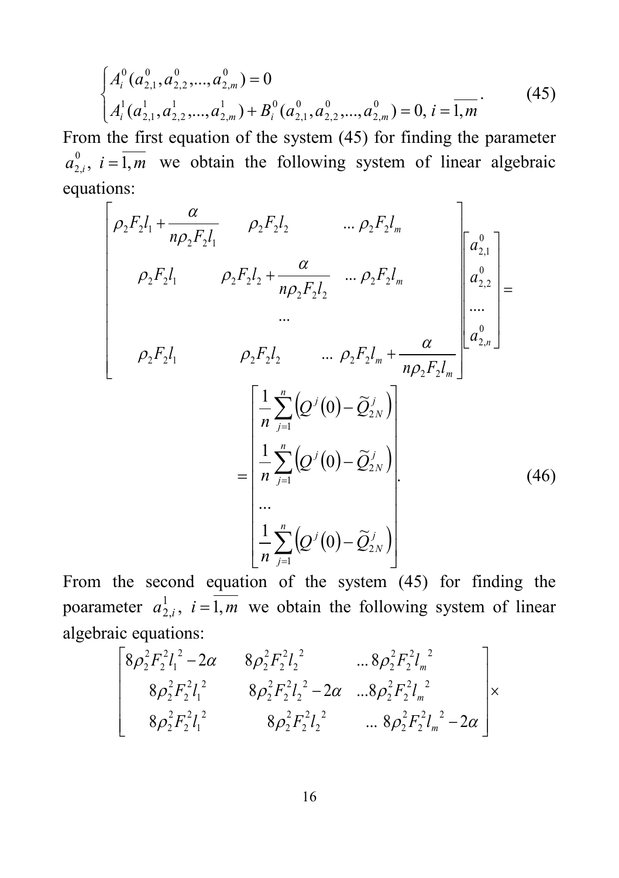$$\begin{cases} A_i^0(a_{2,1}^0, a_{2,2}^0, ..., a_{2,m}^0) = 0 \\ A_i^1(a_{2,1}^1, a_{2,2}^1, ..., a_{2,m}^1) + B_i^0(a_{2,1}^0, a_{2,2}^0, ..., a_{2,m}^0) = 0, \; i = \overline{1,m} \end{cases}. \tag{45}$$

From the first equation of the system (45) for finding the parameter $a_{2,i}^0$, $i = \overline{1,m}$ we obtain the following system of linear algebraic equations:

$$\begin{bmatrix} \rho_2 F_2 l_1 + \dfrac{\alpha}{n\rho_2 F_2 l_1} & \rho_2 F_2 l_2 & ... \; \rho_2 F_2 l_m \\ \rho_2 F_2 l_1 & \rho_2 F_2 l_2 + \dfrac{\alpha}{n\rho_2 F_2 l_2} & ... \; \rho_2 F_2 l_m \\ & ... & \\ \rho_2 F_2 l_1 & \rho_2 F_2 l_2 & ... \; \rho_2 F_2 l_m + \dfrac{\alpha}{n\rho_2 F_2 l_m} \end{bmatrix} \begin{bmatrix} a_{2,1}^0 \\ a_{2,2}^0 \\ .... \\ a_{2,n}^0 \end{bmatrix} =$$

$$= \begin{bmatrix} \dfrac{1}{n}\sum\limits_{j=1}^{n}\left(Q^j(0) - \widetilde{Q}_{2N}^j\right) \\ \dfrac{1}{n}\sum\limits_{j=1}^{n}\left(Q^j(0) - \widetilde{Q}_{2N}^j\right) \\ ... \\ \dfrac{1}{n}\sum\limits_{j=1}^{n}\left(Q^j(0) - \widetilde{Q}_{2N}^j\right) \end{bmatrix}. \tag{46}$$

From the second equation of the system (45) for finding the poarameter $a_{2,i}^1$, $i = \overline{1,m}$ we obtain the following system of linear algebraic equations:

$$\begin{bmatrix} 8\rho_2^2 F_2^2 l_1^{\,2} - 2\alpha & 8\rho_2^2 F_2^2 l_2^{\,2} & ... \, 8\rho_2^2 F_2^2 l_m^{\,2} \\ 8\rho_2^2 F_2^2 l_1^{\,2} & 8\rho_2^2 F_2^2 l_2^{\,2} - 2\alpha & ... 8\rho_2^2 F_2^2 l_m^{\,2} \\ 8\rho_2^2 F_2^2 l_1^{\,2} & 8\rho_2^2 F_2^2 l_2^{\,2} & ... \; 8\rho_2^2 F_2^2 l_m^{\,2} - 2\alpha \end{bmatrix} \times$$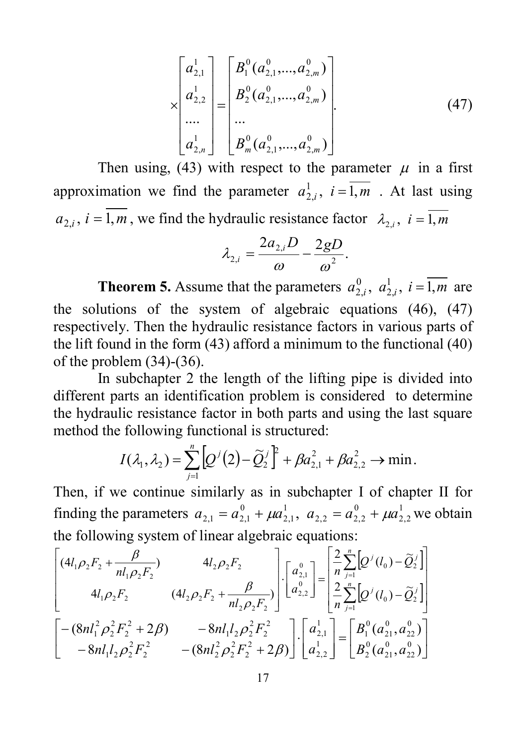$$\times\begin{bmatrix} a_{2,1}^1 \\ a_{2,2}^1 \\ .... \\ a_{2,n}^1 \end{bmatrix} = \begin{bmatrix} B_1^0(a_{2,1}^0,...,a_{2,m}^0) \\ B_2^0(a_{2,1}^0,...,a_{2,m}^0) \\ ... \\ B_m^0(a_{2,1}^0,...,a_{2,m}^0) \end{bmatrix}. \tag{47}$$

Then using, (43) with respect to the parameter $\mu$ in a first approximation we find the parameter $a_{2,i}^1,\ i=\overline{1,m}$ . At last using $a_{2,i},\ i=\overline{1,m}$, we find the hydraulic resistance factor $\lambda_{2,i},\ i=\overline{1,m}$

$$\lambda_{2,i} = \frac{2a_{2,i}D}{\omega} - \frac{2gD}{\omega^2}.$$

**Theorem 5.** Assume that the parameters $a_{2,i}^0,\ a_{2,i}^1,\ i=\overline{1,m}$ are the solutions of the system of algebraic equations (46), (47) respectively. Then the hydraulic resistance factors in various parts of the lift found in the form (43) afford a minimum to the functional (40) of the problem (34)-(36).

In subchapter 2 the length of the lifting pipe is divided into different parts an identification problem is considered to determine the hydraulic resistance factor in both parts and using the last square method the following functional is structured:

$$I(\lambda_1,\lambda_2) = \sum_{j=1}^{n}\left[Q^j(2) - \widetilde{Q}_2^j\right]^2 + \beta a_{2,1}^2 + \beta a_{2,2}^2 \to \min.$$

Then, if we continue similarly as in subchapter I of chapter II for finding the parameters $a_{2,1} = a_{2,1}^0 + \mu a_{2,1}^1,\ a_{2,2} = a_{2,2}^0 + \mu a_{2,2}^1$ we obtain the following system of linear algebraic equations:

$$\begin{bmatrix} (4l_1\rho_2F_2 + \dfrac{\beta}{nl_1\rho_2F_2}) & 4l_2\rho_2F_2 \\ 4l_1\rho_2F_2 & (4l_2\rho_2F_2 + \dfrac{\beta}{nl_2\rho_2F_2}) \end{bmatrix} \cdot \begin{bmatrix} a_{2,1}^0 \\ a_{2,2}^0 \end{bmatrix} = \begin{bmatrix} \dfrac{2}{n}\sum\limits_{j=1}^{n}\left[Q^j(l_0) - \widetilde{Q}_2^j\right] \\ \dfrac{2}{n}\sum\limits_{j=1}^{n}\left[Q^j(l_0) - \widetilde{Q}_2^j\right] \end{bmatrix}$$

$$\begin{bmatrix} -(8nl_1^2\rho_2^2F_2^2 + 2\beta) & -8nl_1l_2\rho_2^2F_2^2 \\ -8nl_1l_2\rho_2^2F_2^2 & -(8nl_2^2\rho_2^2F_2^2 + 2\beta) \end{bmatrix} \cdot \begin{bmatrix} a_{2,1}^1 \\ a_{2,2}^1 \end{bmatrix} = \begin{bmatrix} B_1^0(a_{21}^0, a_{22}^0) \\ B_2^0(a_{21}^0, a_{22}^0) \end{bmatrix}$$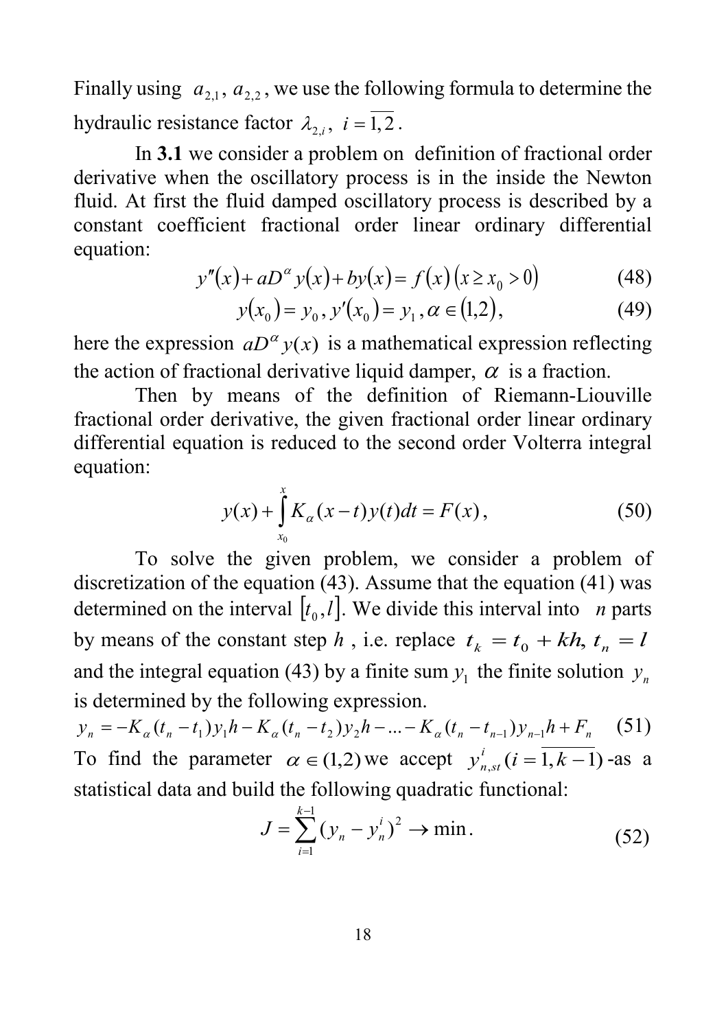Finally using $a_{2,1}$, $a_{2,2}$, we use the following formula to determine the hydraulic resistance factor $\lambda_{2,i}$, $i=\overline{1,2}$.

In **3.1** we consider a problem on definition of fractional order derivative when the oscillatory process is in the inside the Newton fluid. At first the fluid damped oscillatory process is described by a constant coefficient fractional order linear ordinary differential equation:

$$y''(x)+aD^{\alpha}y(x)+by(x)=f(x)\left(x\geq x_0>0\right) \tag{48}$$

$$y(x_0)=y_0,\, y'(x_0)=y_1,\, \alpha\in(1,2), \tag{49}$$

here the expression $aD^{\alpha}y(x)$ is a mathematical expression reflecting the action of fractional derivative liquid damper, $\alpha$ is a fraction.

Then by means of the definition of Riemann-Liouville fractional order derivative, the given fractional order linear ordinary differential equation is reduced to the second order Volterra integral equation:

$$y(x)+\int_{x_0}^{x}K_{\alpha}(x-t)y(t)dt=F(x), \tag{50}$$

To solve the given problem, we consider a problem of discretization of the equation (43). Assume that the equation (41) was determined on the interval $[t_0,l]$. We divide this interval into $n$ parts by means of the constant step $h$, i.e. replace $t_k=t_0+kh,\, t_n=l$ and the integral equation (43) by a finite sum $y_1$ the finite solution $y_n$ is determined by the following expression.

$$y_n=-K_{\alpha}(t_n-t_1)y_1h-K_{\alpha}(t_n-t_2)y_2h-...-K_{\alpha}(t_n-t_{n-1})y_{n-1}h+F_n \tag{51}$$

To find the parameter $\alpha\in(1,2)$ we accept $y_{n,st}^{i}\,(i=\overline{1,k-1})$ -as a statistical data and build the following quadratic functional:

$$J=\sum_{i=1}^{k-1}(y_n-y_n^i)^2\rightarrow\min. \tag{52}$$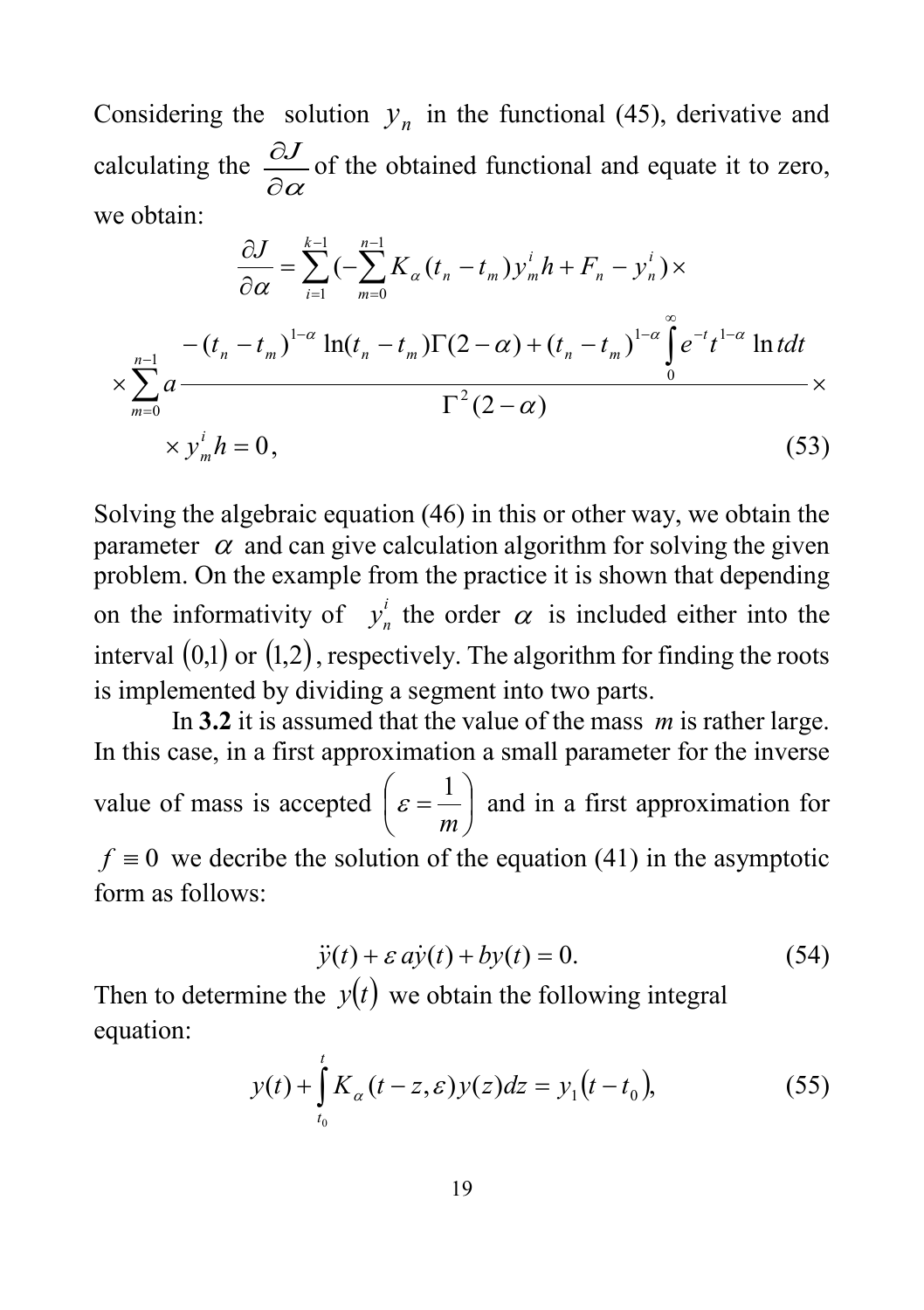Considering the solution $y_n$ in the functional (45), derivative and calculating the $\dfrac{\partial J}{\partial \alpha}$ of the obtained functional and equate it to zero, we obtain:

$$\frac{\partial J}{\partial \alpha} = \sum_{i=1}^{k-1} \left(-\sum_{m=0}^{n-1} K_\alpha (t_n - t_m) y_m^i h + F_n - y_n^i\right) \times$$

$$\times \sum_{m=0}^{n-1} a \frac{-(t_n - t_m)^{1-\alpha} \ln(t_n - t_m)\Gamma(2-\alpha) + (t_n - t_m)^{1-\alpha} \int_0^\infty e^{-t} t^{1-\alpha} \ln t dt}{\Gamma^2(2-\alpha)} \times$$

$$\times y_m^i h = 0, \tag{53}$$

Solving the algebraic equation (46) in this or other way, we obtain the parameter $\alpha$ and can give calculation algorithm for solving the given problem. On the example from the practice it is shown that depending on the informativity of $y_n^i$ the order $\alpha$ is included either into the interval $(0,1)$ or $(1,2)$, respectively. The algorithm for finding the roots is implemented by dividing a segment into two parts.

In **3.2** it is assumed that the value of the mass $m$ is rather large. In this case, in a first approximation a small parameter for the inverse value of mass is accepted $\left(\varepsilon = \dfrac{1}{m}\right)$ and in a first approximation for $f \equiv 0$ we decribe the solution of the equation (41) in the asymptotic form as follows:

$$\ddot{y}(t) + \varepsilon a \dot{y}(t) + b y(t) = 0. \tag{54}$$

Then to determine the $y(t)$ we obtain the following integral equation:

$$y(t) + \int_{t_0}^{t} K_\alpha (t - z, \varepsilon) y(z) dz = y_1(t - t_0), \tag{55}$$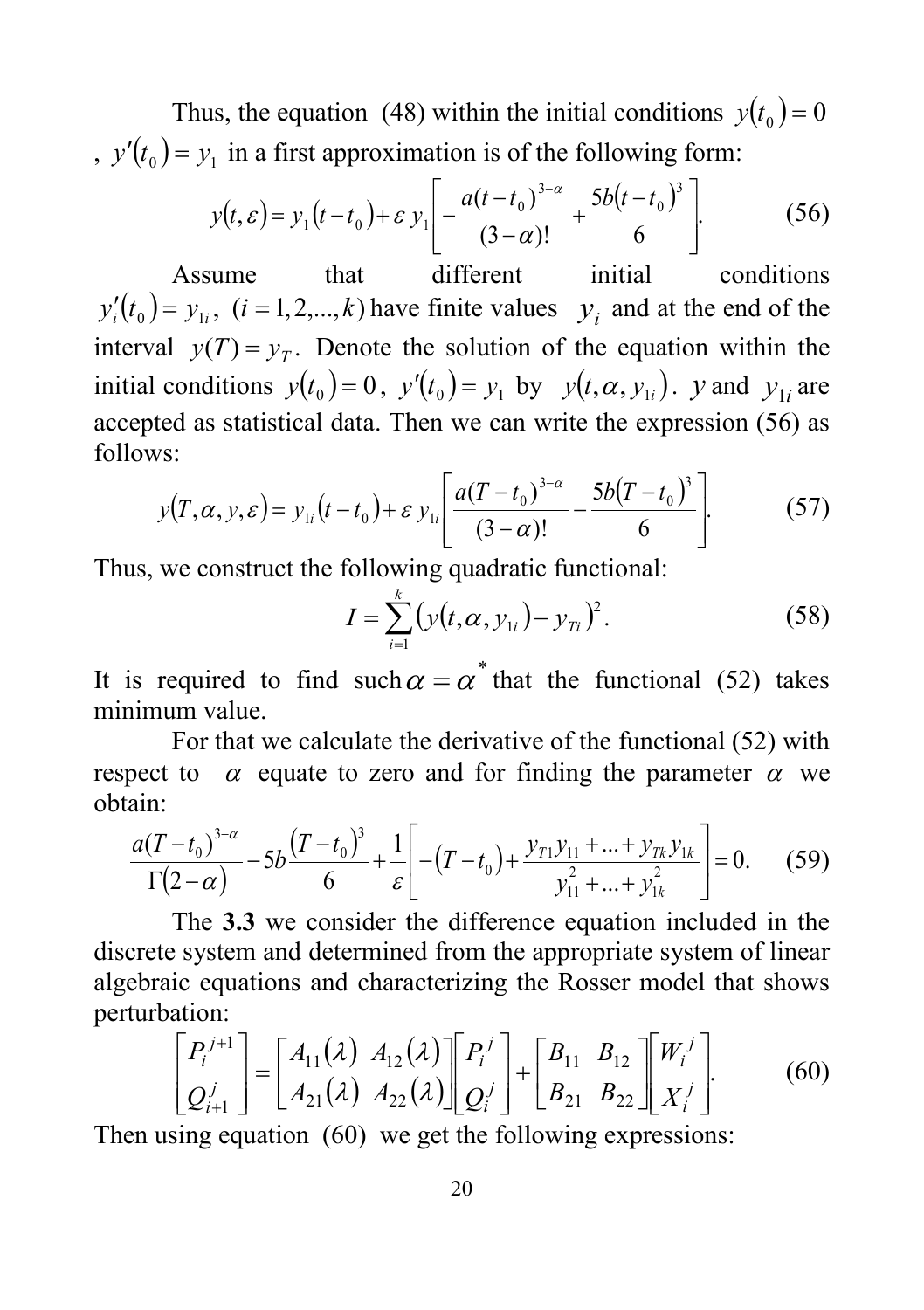Thus, the equation (48) within the initial conditions $y(t_0) = 0$, $y'(t_0) = y_1$ in a first approximation is of the following form:

$$y(t, \varepsilon) = y_1(t - t_0) + \varepsilon\, y_1 \left[ -\frac{a(t - t_0)^{3-\alpha}}{(3-\alpha)!} + \frac{5b(t - t_0)^3}{6} \right]. \qquad (56)$$

Assume that different initial conditions $y_i'(t_0) = y_{1i},\ (i = 1, 2, ..., k)$ have finite values $y_i$ and at the end of the interval $y(T) = y_T$. Denote the solution of the equation within the initial conditions $y(t_0) = 0$, $y'(t_0) = y_1$ by $y(t, \alpha, y_{1i})$. $y$ and $y_{1i}$ are accepted as statistical data. Then we can write the expression (56) as follows:

$$y(T, \alpha, y, \varepsilon) = y_{1i}(t - t_0) + \varepsilon\, y_{1i} \left[ \frac{a(T - t_0)^{3-\alpha}}{(3-\alpha)!} - \frac{5b(T - t_0)^3}{6} \right]. \qquad (57)$$

Thus, we construct the following quadratic functional:

$$I = \sum_{i=1}^{k} \left( y(t, \alpha, y_{1i}) - y_{Ti} \right)^2. \qquad (58)$$

It is required to find such $\alpha = \alpha^*$ that the functional (52) takes minimum value.

For that we calculate the derivative of the functional (52) with respect to $\alpha$ equate to zero and for finding the parameter $\alpha$ we obtain:

$$\frac{a(T - t_0)^{3-\alpha}}{\Gamma(2-\alpha)} - 5b\frac{(T - t_0)^3}{6} + \frac{1}{\varepsilon}\left[ -(T - t_0) + \frac{y_{T1}y_{11} + ... + y_{Tk}y_{1k}}{y_{11}^2 + ... + y_{1k}^2} \right] = 0. \qquad (59)$$

The **3.3** we consider the difference equation included in the discrete system and determined from the appropriate system of linear algebraic equations and characterizing the Rosser model that shows perturbation:

$$\begin{bmatrix} P_i^{j+1} \\ Q_{i+1}^{j} \end{bmatrix} = \begin{bmatrix} A_{11}(\lambda) & A_{12}(\lambda) \\ A_{21}(\lambda) & A_{22}(\lambda) \end{bmatrix} \begin{bmatrix} P_i^{j} \\ Q_i^{j} \end{bmatrix} + \begin{bmatrix} B_{11} & B_{12} \\ B_{21} & B_{22} \end{bmatrix} \begin{bmatrix} W_i^{j} \\ X_i^{j} \end{bmatrix}. \qquad (60)$$

Then using equation (60) we get the following expressions: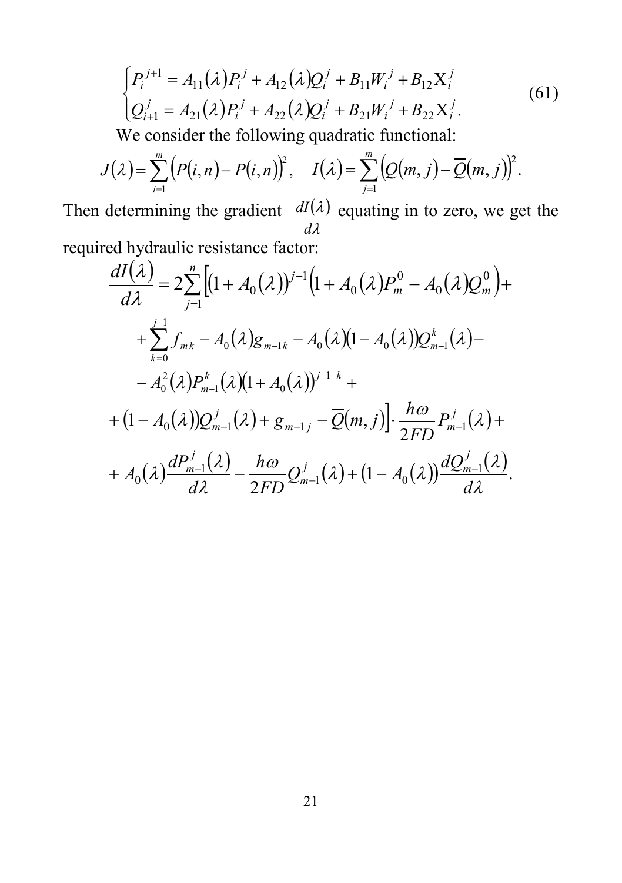$$
\begin{cases}
P_i^{j+1} = A_{11}(\lambda)P_i^j + A_{12}(\lambda)Q_i^j + B_{11}W_i^j + B_{12}\mathrm{X}_i^j \\
Q_{i+1}^j = A_{21}(\lambda)P_i^j + A_{22}(\lambda)Q_i^j + B_{21}W_i^j + B_{22}\mathrm{X}_i^j.
\end{cases}
\tag{61}
$$

We consider the following quadratic functional:

$$
J(\lambda) = \sum_{i=1}^{m}\left(P(i,n) - \overline{P}(i,n)\right)^2, \quad I(\lambda) = \sum_{j=1}^{m}\left(Q(m,j) - \overline{Q}(m,j)\right)^2.
$$

Then determining the gradient $\frac{dI(\lambda)}{d\lambda}$ equating in to zero, we get the required hydraulic resistance factor:

$$
\begin{aligned}
\frac{dI(\lambda)}{d\lambda} = 2\sum_{j=1}^{n}\Big[&(1 + A_0(\lambda))^{j-1}\left(1 + A_0(\lambda)P_m^0 - A_0(\lambda)Q_m^0\right) + \\
&+ \sum_{k=0}^{j-1} f_{mk} - A_0(\lambda)g_{m-1k} - A_0(\lambda)(1 - A_0(\lambda))Q_{m-1}^k(\lambda) - \\
&- A_0^2(\lambda)P_{m-1}^k(\lambda)(1 + A_0(\lambda))^{j-1-k} + \\
&+ (1 - A_0(\lambda))Q_{m-1}^j(\lambda) + g_{m-1j} - \overline{Q}(m,j)\Big]\cdot \frac{h\omega}{2FD}P_{m-1}^j(\lambda) + \\
&+ A_0(\lambda)\frac{dP_{m-1}^j(\lambda)}{d\lambda} - \frac{h\omega}{2FD}Q_{m-1}^j(\lambda) + (1 - A_0(\lambda))\frac{dQ_{m-1}^j(\lambda)}{d\lambda}.
\end{aligned}
$$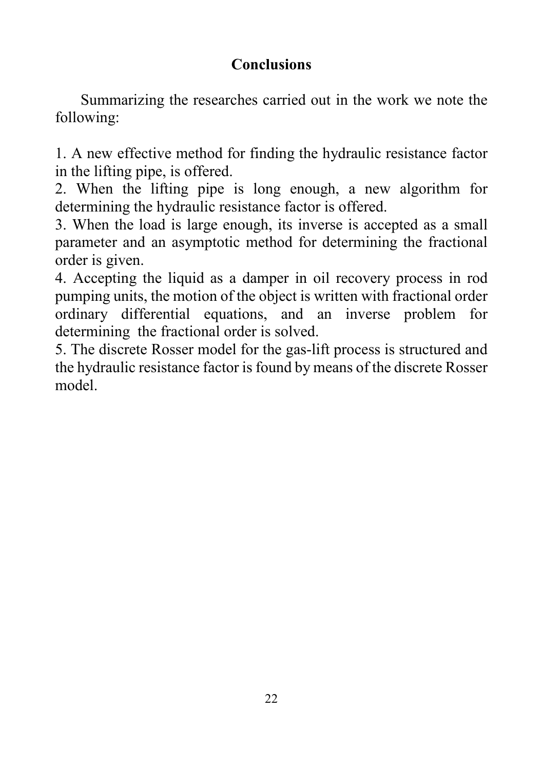## Conclusions

Summarizing the researches carried out in the work we note the following:

1. A new effective method for finding the hydraulic resistance factor in the lifting pipe, is offered.
2. When the lifting pipe is long enough, a new algorithm for determining the hydraulic resistance factor is offered.
3. When the load is large enough, its inverse is accepted as a small parameter and an asymptotic method for determining the fractional order is given.
4. Accepting the liquid as a damper in oil recovery process in rod pumping units, the motion of the object is written with fractional order ordinary differential equations, and an inverse problem for determining the fractional order is solved.
5. The discrete Rosser model for the gas-lift process is structured and the hydraulic resistance factor is found by means of the discrete Rosser model.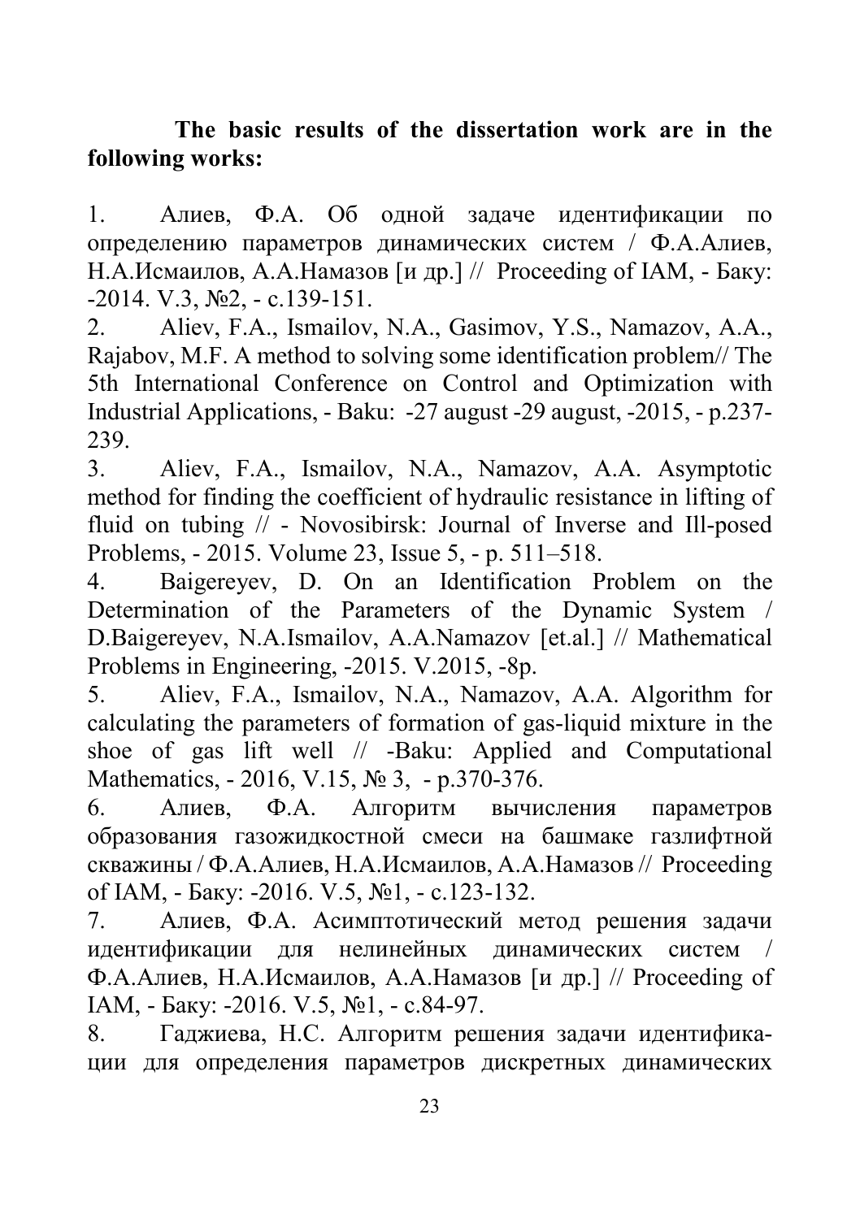**The basic results of the dissertation work are in the following works:**

1. Алиев, Ф.А. Об одной задаче идентификации по определению параметров динамических систем / Ф.А.Алиев, Н.А.Исмаилов, А.А.Намазов [и др.] // Proceeding of IAM, - Баку: -2014. V.3, №2, - с.139-151.
2. Aliev, F.A., Ismailov, N.A., Gasimov, Y.S., Namazov, A.A., Rajabov, M.F. A method to solving some identification problem// The 5th International Conference on Control and Optimization with Industrial Applications, - Baku: -27 august -29 august, -2015, - p.237-239.
3. Aliev, F.A., Ismailov, N.A., Namazov, A.A. Asymptotic method for finding the coefficient of hydraulic resistance in lifting of fluid on tubing // - Novosibirsk: Journal of Inverse and Ill-posed Problems, - 2015. Volume 23, Issue 5, - p. 511–518.
4. Baigereyev, D. On an Identification Problem on the Determination of the Parameters of the Dynamic System / D.Baigereyev, N.A.Ismailov, A.A.Namazov [et.al.] // Mathematical Problems in Engineering, -2015. V.2015, -8p.
5. Aliev, F.A., Ismailov, N.A., Namazov, A.A. Algorithm for calculating the parameters of formation of gas-liquid mixture in the shoe of gas lift well // -Baku: Applied and Computational Mathematics, - 2016, V.15, № 3, - p.370-376.
6. Алиев, Ф.А. Алгоритм вычисления параметров образования газожидкостной смеси на башмаке газлифтной скважины / Ф.А.Алиев, Н.А.Исмаилов, А.А.Намазов // Proceeding of IAM, - Баку: -2016. V.5, №1, - с.123-132.
7. Алиев, Ф.А. Асимптотический метод решения задачи идентификации для нелинейных динамических систем / Ф.А.Алиев, Н.А.Исмаилов, А.А.Намазов [и др.] // Proceeding of IAM, - Баку: -2016. V.5, №1, - с.84-97.
8. Гаджиева, Н.С. Алгоритм решения задачи идентификации для определения параметров дискретных динамических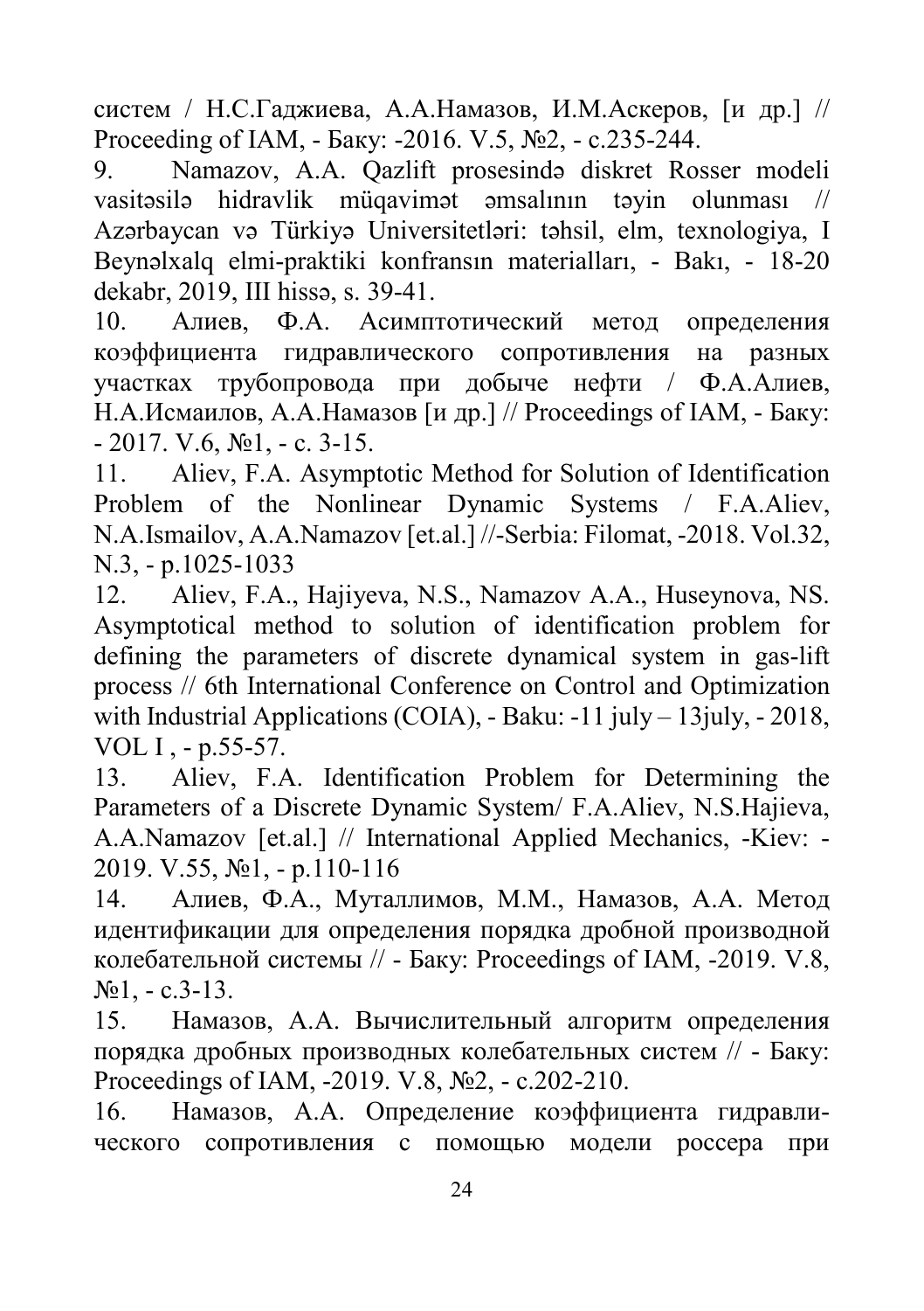систем / Н.С.Гаджиева, А.А.Намазов, И.М.Аскеров, [и др.] // Proceeding of IAM, - Баку: -2016. V.5, №2, - с.235-244.

9. Namazov, A.A. Qazlift prosesində diskret Rosser modeli vasitəsilə hidravlik müqavimət əmsalının təyin olunması // Azərbaycan və Türkiyə Universitetləri: təhsil, elm, texnologiya, I Beynəlxalq elmi-praktiki konfransın materialları, - Bakı, - 18-20 dekabr, 2019, III hissə, s. 39-41.

10. Алиев, Ф.А. Асимптотический метод определения коэффициента гидравлического сопротивления на разных участках трубопровода при добыче нефти / Ф.А.Алиев, Н.А.Исмаилов, А.А.Намазов [и др.] // Proceedings of IAM, - Баку: - 2017. V.6, №1, - с. 3-15.

11. Aliev, F.A. Asymptotic Method for Solution of Identification Problem of the Nonlinear Dynamic Systems / F.A.Aliev, N.A.Ismailov, A.A.Namazov [et.al.] //-Serbia: Filomat, -2018. Vol.32, N.3, - p.1025-1033

12. Aliev, F.A., Hajiyeva, N.S., Namazov A.A., Huseynova, NS. Asymptotical method to solution of identification problem for defining the parameters of discrete dynamical system in gas-lift process // 6th International Conference on Control and Optimization with Industrial Applications (COIA), - Baku: -11 july – 13july, - 2018, VOL I , - p.55-57.

13. Aliev, F.A. Identification Problem for Determining the Parameters of a Discrete Dynamic System/ F.A.Aliev, N.S.Hajieva, A.A.Namazov [et.al.] // International Applied Mechanics, -Kiev: - 2019. V.55, №1, - p.110-116

14. Алиев, Ф.А., Муталлимов, М.М., Намазов, А.А. Метод идентификации для определения порядка дробной производной колебательной системы // - Баку: Proceedings of IAM, -2019. V.8, №1, - с.3-13.

15. Намазов, А.А. Вычислительный алгоритм определения порядка дробных производных колебательных систем // - Баку: Proceedings of IAM, -2019. V.8, №2, - с.202-210.

16. Намазов, А.А. Определение коэффициента гидравлического сопротивления с помощью модели россера при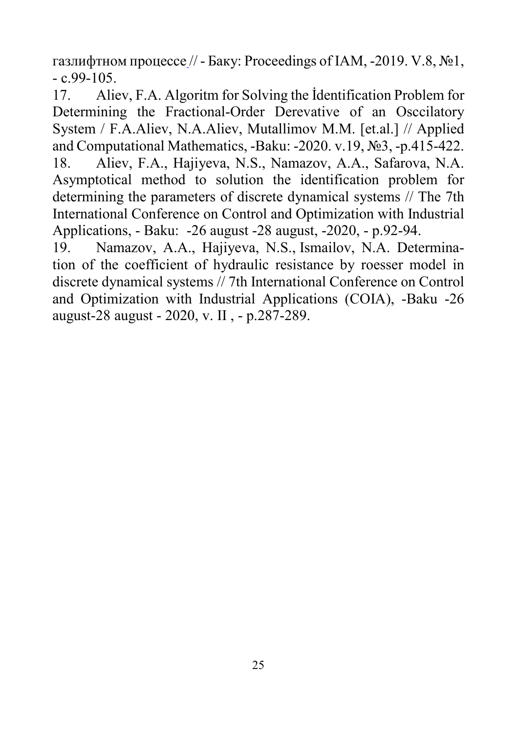газлифтном процессе // - Баку: Proceedings of IAM, -2019. V.8, №1, - с.99-105.

17. Aliev, F.A. Algoritm for Solving the İdentification Problem for Determining the Fractional-Order Derevative of an Osccilatory System / F.A.Aliev, N.A.Aliev, Mutallimov M.M. [et.al.] // Applied and Computational Mathematics, -Baku: -2020. v.19, №3, -p.415-422.

18. Aliev, F.A., Hajiyeva, N.S., Namazov, A.A., Safarova, N.A. Asymptotical method to solution the identification problem for determining the parameters of discrete dynamical systems // The 7th International Conference on Control and Optimization with Industrial Applications, - Baku: -26 august -28 august, -2020, - p.92-94.

19. Namazov, A.A., Hajiyeva, N.S., Ismailov, N.A. Determination of the coefficient of hydraulic resistance by roesser model in discrete dynamical systems // 7th International Conference on Control and Optimization with Industrial Applications (COIA), -Baku -26 august-28 august - 2020, v. II , - p.287-289.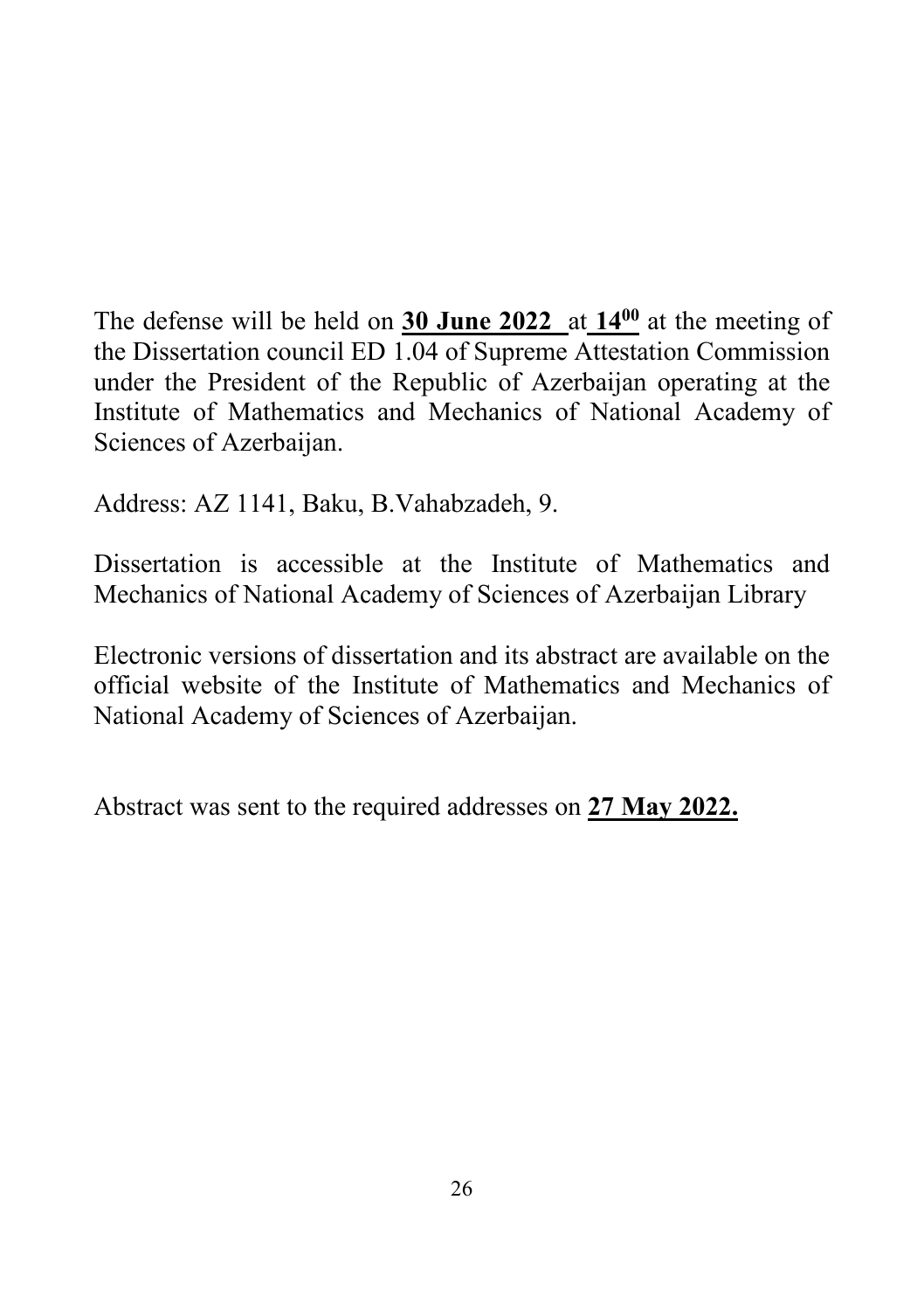The defense will be held on **30 June 2022** at **$14^{00}$** at the meeting of the Dissertation council ED 1.04 of Supreme Attestation Commission under the President of the Republic of Azerbaijan operating at the Institute of Mathematics and Mechanics of National Academy of Sciences of Azerbaijan.

Address: AZ 1141, Baku, B.Vahabzadeh, 9.

Dissertation is accessible at the Institute of Mathematics and Mechanics of National Academy of Sciences of Azerbaijan Library

Electronic versions of dissertation and its abstract are available on the official website of the Institute of Mathematics and Mechanics of National Academy of Sciences of Azerbaijan.

Abstract was sent to the required addresses on **27 May 2022.**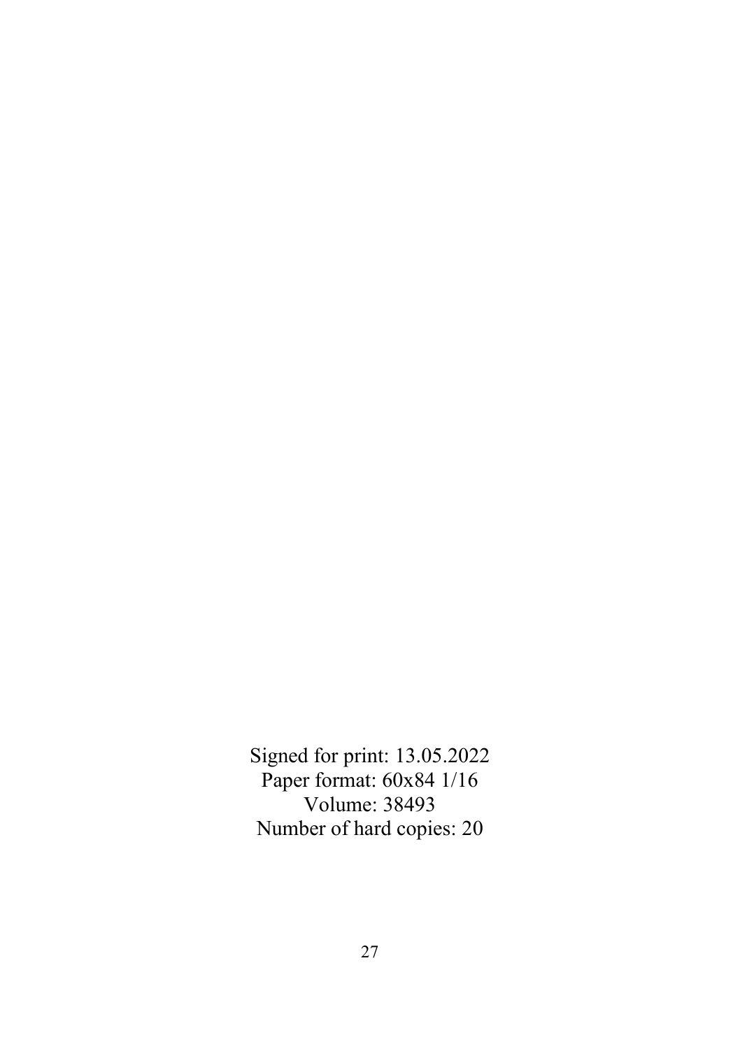Signed for print: 13.05.2022
Paper format: 60x84 1/16
Volume: 38493
Number of hard copies: 20